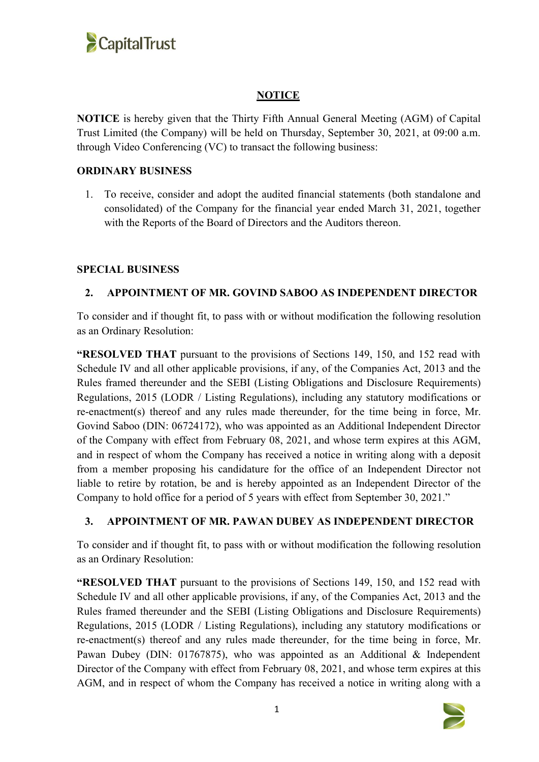# NOTICE

**NOTICE** is hereby given that the Thirty Fifth Annual General Meeting (AGM) of Capital Trust Limited (the Company) will be held on Thursday, September 30, 2021, at 09:00 a.m. through Video Conferencing (VC) to transact the following business:

## ORDINARY BUSINESS

1. To receive, consider and adopt the audited financial statements (both standalone and consolidated) of the Company for the financial year ended March 31, 2021, together with the Reports of the Board of Directors and the Auditors thereon.

## SPECIAL BUSINESS

### 2. APPOINTMENT OF MR. GOVIND SABOO AS INDEPENDENT DIRECTOR

To consider and if thought fit, to pass with or without modification the following resolution as an Ordinary Resolution:

**"RESOLVED THAT** pursuant to the provisions of Sections 149, 150, and 152 read with Schedule IV and all other applicable provisions, if any, of the Companies Act, 2013 and the Rules framed thereunder and the SEBI (Listing Obligations and Disclosure Requirements) Regulations, 2015 (LODR / Listing Regulations), including any statutory modifications or re-enactment(s) thereof and any rules made thereunder, for the time being in force, Mr. Govind Saboo (DIN: 06724172), who was appointed as an Additional Independent Director of the Company with effect from February 08, 2021, and whose term expires at this AGM, and in respect of whom the Company has received a notice in writing along with a deposit from a member proposing his candidature for the office of an Independent Director not liable to retire by rotation, be and is hereby appointed as an Independent Director of the Company to hold office for a period of 5 years with effect from September 30, 2021."

### 3. APPOINTMENT OF MR. PAWAN DUBEY AS INDEPENDENT DIRECTOR

To consider and if thought fit, to pass with or without modification the following resolution as an Ordinary Resolution:

**"RESOLVED THAT** pursuant to the provisions of Sections 149, 150, and 152 read with Schedule IV and all other applicable provisions, if any, of the Companies Act, 2013 and the Rules framed thereunder and the SEBI (Listing Obligations and Disclosure Requirements) Regulations, 2015 (LODR / Listing Regulations), including any statutory modifications or re-enactment(s) thereof and any rules made thereunder, for the time being in force, Mr. Pawan Dubey (DIN: 01767875), who was appointed as an Additional & Independent Director of the Company with effect from February 08, 2021, and whose term expires at this AGM, and in respect of whom the Company has received a notice in writing along with a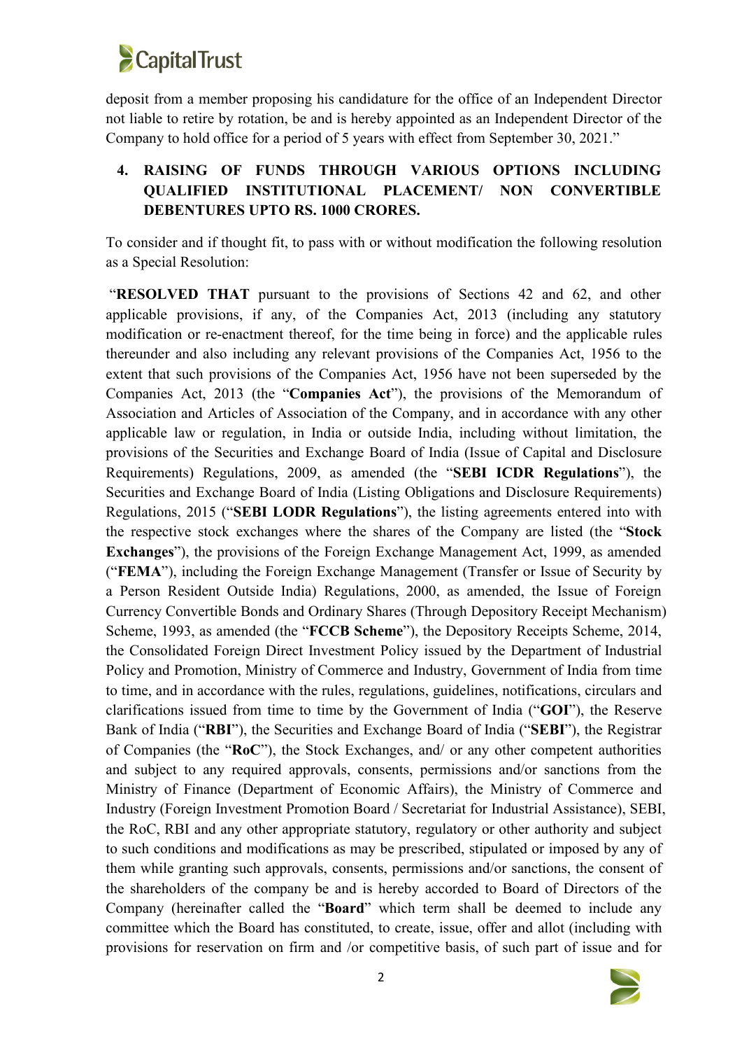deposit from a member proposing his candidature for the office of an Independent Director not liable to retire by rotation, be and is hereby appointed as an Independent Director of the Company to hold office for a period of 5 years with effect from September 30, 2021."

**4. RAISING OF FUNDS THROUGH VARIOUS OPTIONS INCLUDING QUALIFIED INSTITUTIONAL PLACEMENT/ NON CONVERTIBLE DEBENTURES UPTO RS. 1000 CRORES.**

To consider and if thought fit, to pass with or without modification the following resolution as a Special Resolution:

"**RESOLVED THAT** pursuant to the provisions of Sections 42 and 62, and other applicable provisions, if any, of the Companies Act, 2013 (including any statutory modification or re-enactment thereof, for the time being in force) and the applicable rules thereunder and also including any relevant provisions of the Companies Act, 1956 to the extent that such provisions of the Companies Act, 1956 have not been superseded by the Companies Act, 2013 (the "**Companies Act**"), the provisions of the Memorandum of Association and Articles of Association of the Company, and in accordance with any other applicable law or regulation, in India or outside India, including without limitation, the provisions of the Securities and Exchange Board of India (Issue of Capital and Disclosure Requirements) Regulations, 2009, as amended (the "**SEBI ICDR Regulations**"), the Securities and Exchange Board of India (Listing Obligations and Disclosure Requirements) Regulations, 2015 ("**SEBI LODR Regulations**"), the listing agreements entered into with the respective stock exchanges where the shares of the Company are listed (the "**Stock Exchanges**"), the provisions of the Foreign Exchange Management Act, 1999, as amended ("**FEMA**"), including the Foreign Exchange Management (Transfer or Issue of Security by a Person Resident Outside India) Regulations, 2000, as amended, the Issue of Foreign Currency Convertible Bonds and Ordinary Shares (Through Depository Receipt Mechanism) Scheme, 1993, as amended (the "**FCCB Scheme**"), the Depository Receipts Scheme, 2014, the Consolidated Foreign Direct Investment Policy issued by the Department of Industrial Policy and Promotion, Ministry of Commerce and Industry, Government of India from time to time, and in accordance with the rules, regulations, guidelines, notifications, circulars and clarifications issued from time to time by the Government of India ("**GOI**"), the Reserve Bank of India ("**RBI**"), the Securities and Exchange Board of India ("**SEBI**"), the Registrar of Companies (the "**RoC**"), the Stock Exchanges, and/ or any other competent authorities and subject to any required approvals, consents, permissions and/or sanctions from the Ministry of Finance (Department of Economic Affairs), the Ministry of Commerce and Industry (Foreign Investment Promotion Board / Secretariat for Industrial Assistance), SEBI, the RoC, RBI and any other appropriate statutory, regulatory or other authority and subject to such conditions and modifications as may be prescribed, stipulated or imposed by any of them while granting such approvals, consents, permissions and/or sanctions, the consent of the shareholders of the company be and is hereby accorded to Board of Directors of the Company (hereinafter called the "**Board**" which term shall be deemed to include any committee which the Board has constituted, to create, issue, offer and allot (including with provisions for reservation on firm and /or competitive basis, of such part of issue and for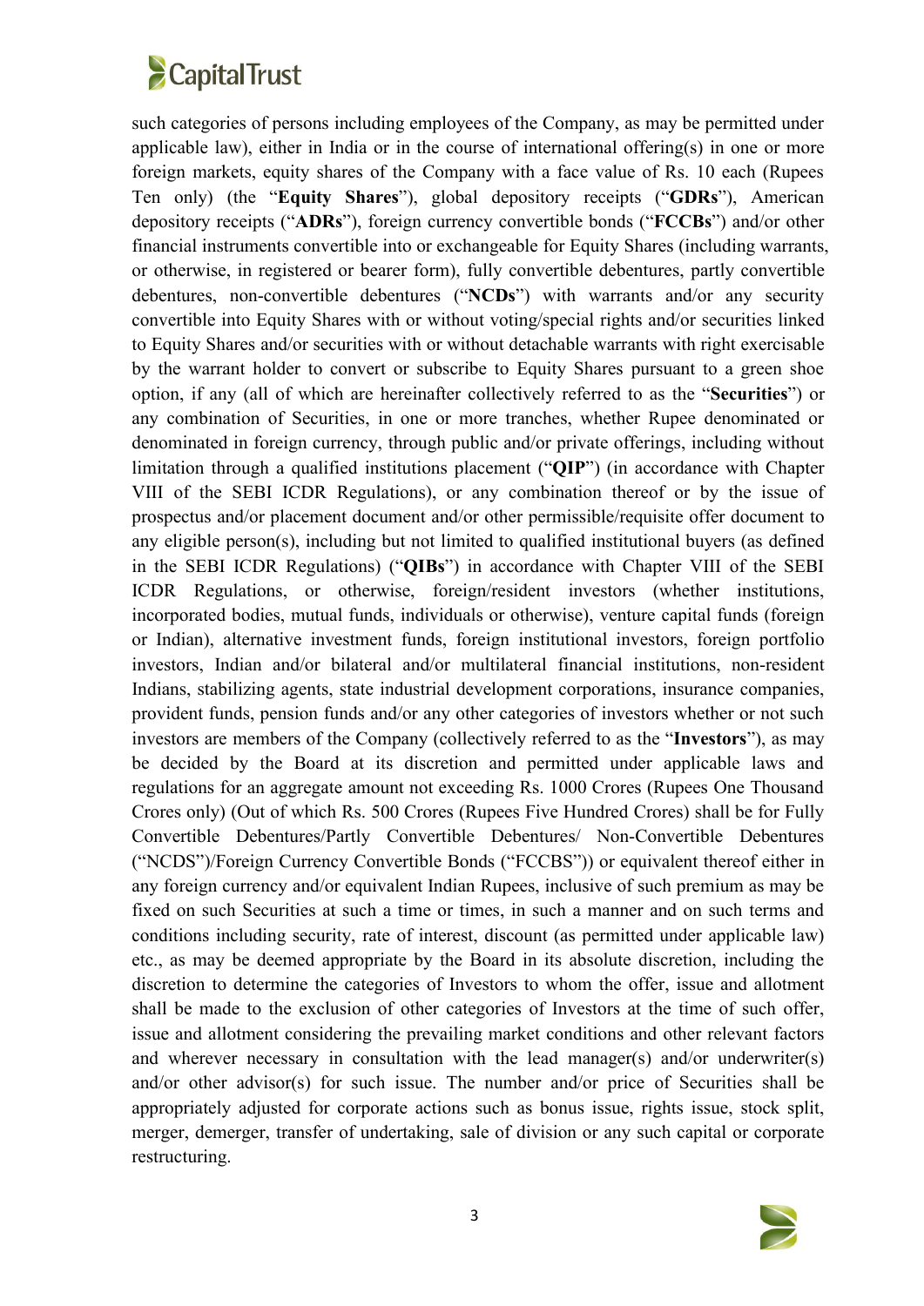such categories of persons including employees of the Company, as may be permitted under applicable law), either in India or in the course of international offering(s) in one or more foreign markets, equity shares of the Company with a face value of Rs. 10 each (Rupees Ten only) (the "**Equity Shares**"), global depository receipts ("**GDRs**"), American depository receipts ("**ADRs**"), foreign currency convertible bonds ("**FCCBs**") and/or other financial instruments convertible into or exchangeable for Equity Shares (including warrants, or otherwise, in registered or bearer form), fully convertible debentures, partly convertible debentures, non-convertible debentures ("**NCDs**") with warrants and/or any security convertible into Equity Shares with or without voting/special rights and/or securities linked to Equity Shares and/or securities with or without detachable warrants with right exercisable by the warrant holder to convert or subscribe to Equity Shares pursuant to a green shoe option, if any (all of which are hereinafter collectively referred to as the "**Securities**") or any combination of Securities, in one or more tranches, whether Rupee denominated or denominated in foreign currency, through public and/or private offerings, including without limitation through a qualified institutions placement ("**QIP**") (in accordance with Chapter VIII of the SEBI ICDR Regulations), or any combination thereof or by the issue of prospectus and/or placement document and/or other permissible/requisite offer document to any eligible person(s), including but not limited to qualified institutional buyers (as defined in the SEBI ICDR Regulations) ("**QIBs**") in accordance with Chapter VIII of the SEBI ICDR Regulations, or otherwise, foreign/resident investors (whether institutions, incorporated bodies, mutual funds, individuals or otherwise), venture capital funds (foreign or Indian), alternative investment funds, foreign institutional investors, foreign portfolio investors, Indian and/or bilateral and/or multilateral financial institutions, non-resident Indians, stabilizing agents, state industrial development corporations, insurance companies, provident funds, pension funds and/or any other categories of investors whether or not such investors are members of the Company (collectively referred to as the "**Investors**"), as may be decided by the Board at its discretion and permitted under applicable laws and regulations for an aggregate amount not exceeding Rs. 1000 Crores (Rupees One Thousand Crores only) (Out of which Rs. 500 Crores (Rupees Five Hundred Crores) shall be for Fully Convertible Debentures/Partly Convertible Debentures/ Non-Convertible Debentures ("NCDS")/Foreign Currency Convertible Bonds ("FCCBS")) or equivalent thereof either in any foreign currency and/or equivalent Indian Rupees, inclusive of such premium as may be fixed on such Securities at such a time or times, in such a manner and on such terms and conditions including security, rate of interest, discount (as permitted under applicable law) etc., as may be deemed appropriate by the Board in its absolute discretion, including the discretion to determine the categories of Investors to whom the offer, issue and allotment shall be made to the exclusion of other categories of Investors at the time of such offer, issue and allotment considering the prevailing market conditions and other relevant factors and wherever necessary in consultation with the lead manager(s) and/or underwriter(s) and/or other advisor(s) for such issue. The number and/or price of Securities shall be appropriately adjusted for corporate actions such as bonus issue, rights issue, stock split, merger, demerger, transfer of undertaking, sale of division or any such capital or corporate restructuring.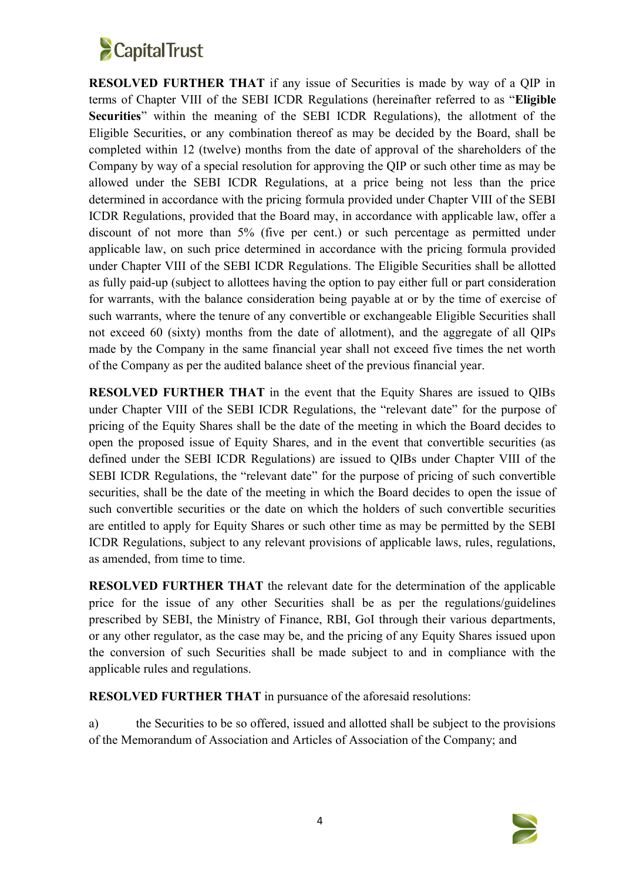**RESOLVED FURTHER THAT** if any issue of Securities is made by way of a QIP in terms of Chapter VIII of the SEBI ICDR Regulations (hereinafter referred to as "**Eligible Securities**" within the meaning of the SEBI ICDR Regulations), the allotment of the Eligible Securities, or any combination thereof as may be decided by the Board, shall be completed within 12 (twelve) months from the date of approval of the shareholders of the Company by way of a special resolution for approving the QIP or such other time as may be allowed under the SEBI ICDR Regulations, at a price being not less than the price determined in accordance with the pricing formula provided under Chapter VIII of the SEBI ICDR Regulations, provided that the Board may, in accordance with applicable law, offer a discount of not more than 5% (five per cent.) or such percentage as permitted under applicable law, on such price determined in accordance with the pricing formula provided under Chapter VIII of the SEBI ICDR Regulations. The Eligible Securities shall be allotted as fully paid-up (subject to allottees having the option to pay either full or part consideration for warrants, with the balance consideration being payable at or by the time of exercise of such warrants, where the tenure of any convertible or exchangeable Eligible Securities shall not exceed 60 (sixty) months from the date of allotment), and the aggregate of all QIPs made by the Company in the same financial year shall not exceed five times the net worth of the Company as per the audited balance sheet of the previous financial year.

**RESOLVED FURTHER THAT** in the event that the Equity Shares are issued to QIBs under Chapter VIII of the SEBI ICDR Regulations, the "relevant date" for the purpose of pricing of the Equity Shares shall be the date of the meeting in which the Board decides to open the proposed issue of Equity Shares, and in the event that convertible securities (as defined under the SEBI ICDR Regulations) are issued to QIBs under Chapter VIII of the SEBI ICDR Regulations, the "relevant date" for the purpose of pricing of such convertible securities, shall be the date of the meeting in which the Board decides to open the issue of such convertible securities or the date on which the holders of such convertible securities are entitled to apply for Equity Shares or such other time as may be permitted by the SEBI ICDR Regulations, subject to any relevant provisions of applicable laws, rules, regulations, as amended, from time to time.

**RESOLVED FURTHER THAT** the relevant date for the determination of the applicable price for the issue of any other Securities shall be as per the regulations/guidelines prescribed by SEBI, the Ministry of Finance, RBI, GoI through their various departments, or any other regulator, as the case may be, and the pricing of any Equity Shares issued upon the conversion of such Securities shall be made subject to and in compliance with the applicable rules and regulations.

**RESOLVED FURTHER THAT** in pursuance of the aforesaid resolutions:

a) the Securities to be so offered, issued and allotted shall be subject to the provisions of the Memorandum of Association and Articles of Association of the Company; and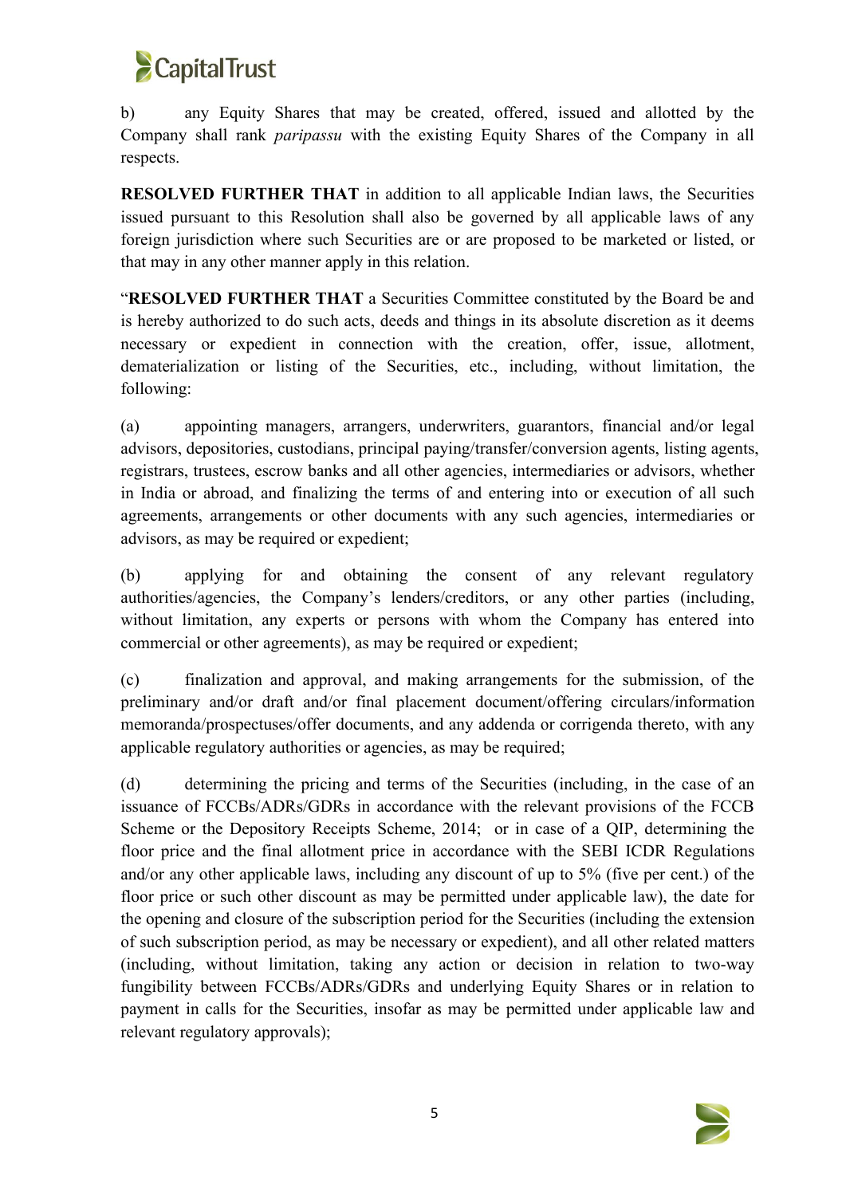b) any Equity Shares that may be created, offered, issued and allotted by the Company shall rank *paripassu* with the existing Equity Shares of the Company in all respects.

**RESOLVED FURTHER THAT** in addition to all applicable Indian laws, the Securities issued pursuant to this Resolution shall also be governed by all applicable laws of any foreign jurisdiction where such Securities are or are proposed to be marketed or listed, or that may in any other manner apply in this relation.

"**RESOLVED FURTHER THAT** a Securities Committee constituted by the Board be and is hereby authorized to do such acts, deeds and things in its absolute discretion as it deems necessary or expedient in connection with the creation, offer, issue, allotment, dematerialization or listing of the Securities, etc., including, without limitation, the following:

(a) appointing managers, arrangers, underwriters, guarantors, financial and/or legal advisors, depositories, custodians, principal paying/transfer/conversion agents, listing agents, registrars, trustees, escrow banks and all other agencies, intermediaries or advisors, whether in India or abroad, and finalizing the terms of and entering into or execution of all such agreements, arrangements or other documents with any such agencies, intermediaries or advisors, as may be required or expedient;

(b) applying for and obtaining the consent of any relevant regulatory authorities/agencies, the Company's lenders/creditors, or any other parties (including, without limitation, any experts or persons with whom the Company has entered into commercial or other agreements), as may be required or expedient;

(c) finalization and approval, and making arrangements for the submission, of the preliminary and/or draft and/or final placement document/offering circulars/information memoranda/prospectuses/offer documents, and any addenda or corrigenda thereto, with any applicable regulatory authorities or agencies, as may be required;

(d) determining the pricing and terms of the Securities (including, in the case of an issuance of FCCBs/ADRs/GDRs in accordance with the relevant provisions of the FCCB Scheme or the Depository Receipts Scheme, 2014; or in case of a QIP, determining the floor price and the final allotment price in accordance with the SEBI ICDR Regulations and/or any other applicable laws, including any discount of up to 5% (five per cent.) of the floor price or such other discount as may be permitted under applicable law), the date for the opening and closure of the subscription period for the Securities (including the extension of such subscription period, as may be necessary or expedient), and all other related matters (including, without limitation, taking any action or decision in relation to two-way fungibility between FCCBs/ADRs/GDRs and underlying Equity Shares or in relation to payment in calls for the Securities, insofar as may be permitted under applicable law and relevant regulatory approvals);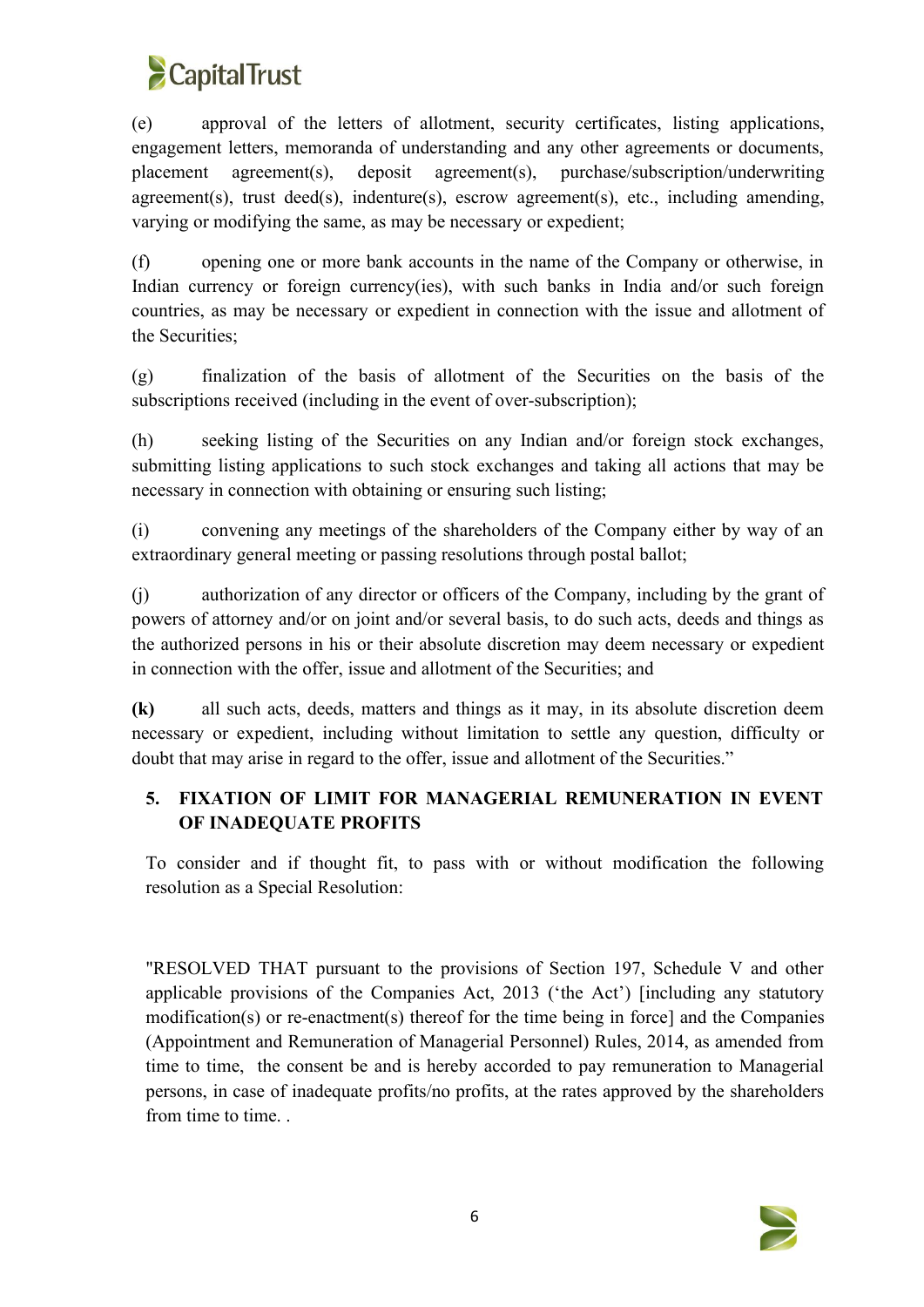(e) approval of the letters of allotment, security certificates, listing applications, engagement letters, memoranda of understanding and any other agreements or documents, placement agreement(s), deposit agreement(s), purchase/subscription/underwriting agreement(s), trust deed(s), indenture(s), escrow agreement(s), etc., including amending, varying or modifying the same, as may be necessary or expedient;

(f) opening one or more bank accounts in the name of the Company or otherwise, in Indian currency or foreign currency(ies), with such banks in India and/or such foreign countries, as may be necessary or expedient in connection with the issue and allotment of the Securities;

(g) finalization of the basis of allotment of the Securities on the basis of the subscriptions received (including in the event of over-subscription);

(h) seeking listing of the Securities on any Indian and/or foreign stock exchanges, submitting listing applications to such stock exchanges and taking all actions that may be necessary in connection with obtaining or ensuring such listing;

(i) convening any meetings of the shareholders of the Company either by way of an extraordinary general meeting or passing resolutions through postal ballot;

(j) authorization of any director or officers of the Company, including by the grant of powers of attorney and/or on joint and/or several basis, to do such acts, deeds and things as the authorized persons in his or their absolute discretion may deem necessary or expedient in connection with the offer, issue and allotment of the Securities; and

**(k)** all such acts, deeds, matters and things as it may, in its absolute discretion deem necessary or expedient, including without limitation to settle any question, difficulty or doubt that may arise in regard to the offer, issue and allotment of the Securities."

**5. FIXATION OF LIMIT FOR MANAGERIAL REMUNERATION IN EVENT OF INADEQUATE PROFITS**

To consider and if thought fit, to pass with or without modification the following resolution as a Special Resolution:

"RESOLVED THAT pursuant to the provisions of Section 197, Schedule V and other applicable provisions of the Companies Act, 2013 ('the Act') [including any statutory modification(s) or re-enactment(s) thereof for the time being in force] and the Companies (Appointment and Remuneration of Managerial Personnel) Rules, 2014, as amended from time to time, the consent be and is hereby accorded to pay remuneration to Managerial persons, in case of inadequate profits/no profits, at the rates approved by the shareholders from time to time. .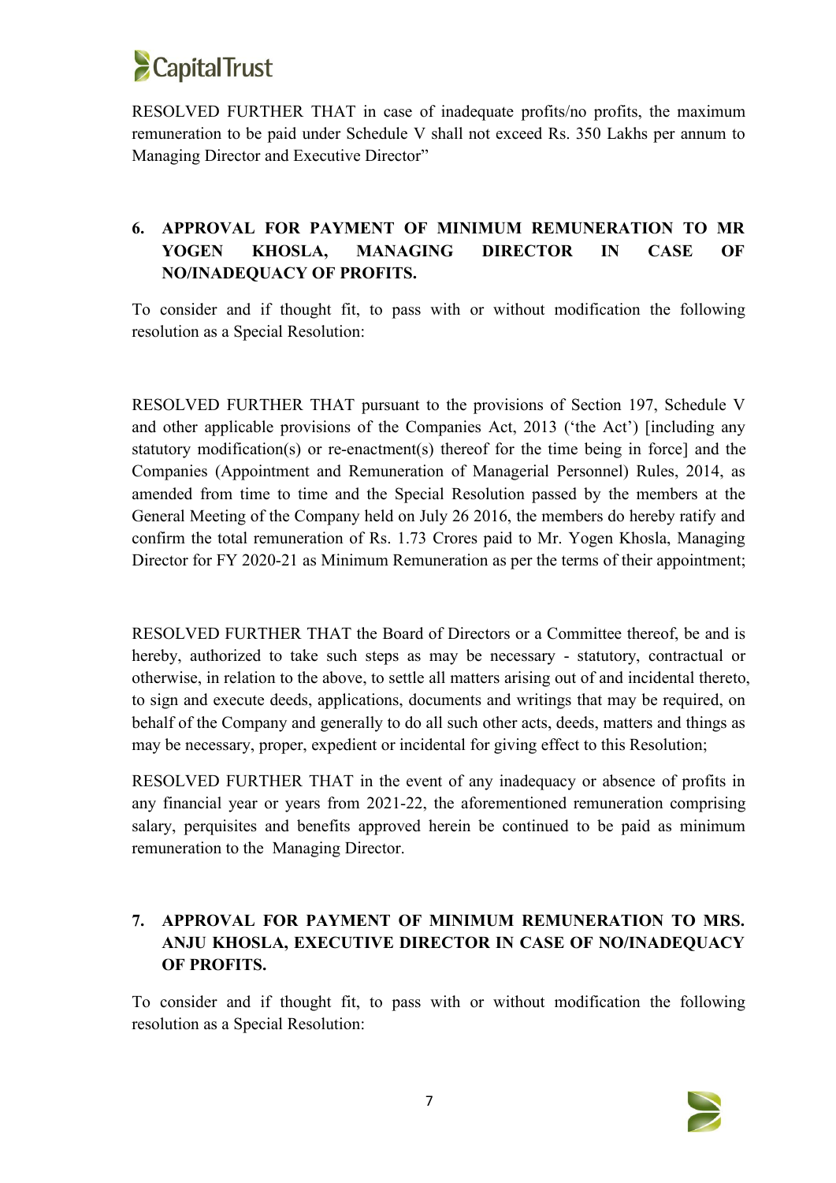RESOLVED FURTHER THAT in case of inadequate profits/no profits, the maximum remuneration to be paid under Schedule V shall not exceed Rs. 350 Lakhs per annum to Managing Director and Executive Director"

**6. APPROVAL FOR PAYMENT OF MINIMUM REMUNERATION TO MR YOGEN KHOSLA, MANAGING DIRECTOR IN CASE OF NO/INADEQUACY OF PROFITS.**

To consider and if thought fit, to pass with or without modification the following resolution as a Special Resolution:

RESOLVED FURTHER THAT pursuant to the provisions of Section 197, Schedule V and other applicable provisions of the Companies Act, 2013 ('the Act') [including any statutory modification(s) or re-enactment(s) thereof for the time being in force] and the Companies (Appointment and Remuneration of Managerial Personnel) Rules, 2014, as amended from time to time and the Special Resolution passed by the members at the General Meeting of the Company held on July 26 2016, the members do hereby ratify and confirm the total remuneration of Rs. 1.73 Crores paid to Mr. Yogen Khosla, Managing Director for FY 2020-21 as Minimum Remuneration as per the terms of their appointment;

RESOLVED FURTHER THAT the Board of Directors or a Committee thereof, be and is hereby, authorized to take such steps as may be necessary - statutory, contractual or otherwise, in relation to the above, to settle all matters arising out of and incidental thereto, to sign and execute deeds, applications, documents and writings that may be required, on behalf of the Company and generally to do all such other acts, deeds, matters and things as may be necessary, proper, expedient or incidental for giving effect to this Resolution;

RESOLVED FURTHER THAT in the event of any inadequacy or absence of profits in any financial year or years from 2021-22, the aforementioned remuneration comprising salary, perquisites and benefits approved herein be continued to be paid as minimum remuneration to the Managing Director.

**7. APPROVAL FOR PAYMENT OF MINIMUM REMUNERATION TO MRS. ANJU KHOSLA, EXECUTIVE DIRECTOR IN CASE OF NO/INADEQUACY OF PROFITS.**

To consider and if thought fit, to pass with or without modification the following resolution as a Special Resolution: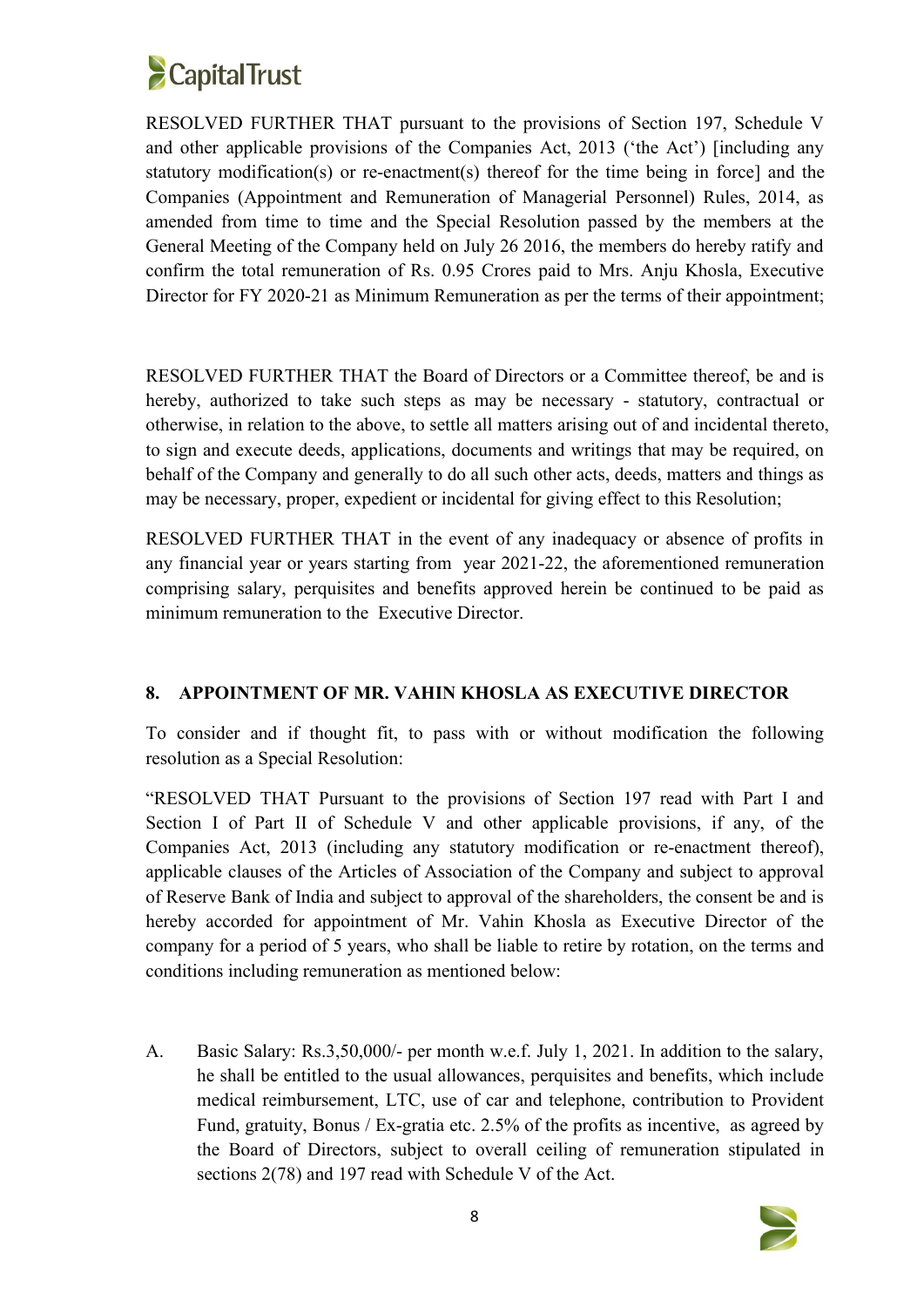RESOLVED FURTHER THAT pursuant to the provisions of Section 197, Schedule V and other applicable provisions of the Companies Act, 2013 ('the Act') [including any statutory modification(s) or re-enactment(s) thereof for the time being in force] and the Companies (Appointment and Remuneration of Managerial Personnel) Rules, 2014, as amended from time to time and the Special Resolution passed by the members at the General Meeting of the Company held on July 26 2016, the members do hereby ratify and confirm the total remuneration of Rs. 0.95 Crores paid to Mrs. Anju Khosla, Executive Director for FY 2020-21 as Minimum Remuneration as per the terms of their appointment;

RESOLVED FURTHER THAT the Board of Directors or a Committee thereof, be and is hereby, authorized to take such steps as may be necessary - statutory, contractual or otherwise, in relation to the above, to settle all matters arising out of and incidental thereto, to sign and execute deeds, applications, documents and writings that may be required, on behalf of the Company and generally to do all such other acts, deeds, matters and things as may be necessary, proper, expedient or incidental for giving effect to this Resolution;

RESOLVED FURTHER THAT in the event of any inadequacy or absence of profits in any financial year or years starting from year 2021-22, the aforementioned remuneration comprising salary, perquisites and benefits approved herein be continued to be paid as minimum remuneration to the Executive Director.

## 8. APPOINTMENT OF MR. VAHIN KHOSLA AS EXECUTIVE DIRECTOR

To consider and if thought fit, to pass with or without modification the following resolution as a Special Resolution:

"RESOLVED THAT Pursuant to the provisions of Section 197 read with Part I and Section I of Part II of Schedule V and other applicable provisions, if any, of the Companies Act, 2013 (including any statutory modification or re-enactment thereof), applicable clauses of the Articles of Association of the Company and subject to approval of Reserve Bank of India and subject to approval of the shareholders, the consent be and is hereby accorded for appointment of Mr. Vahin Khosla as Executive Director of the company for a period of 5 years, who shall be liable to retire by rotation, on the terms and conditions including remuneration as mentioned below:

A. Basic Salary: Rs.3,50,000/- per month w.e.f. July 1, 2021. In addition to the salary, he shall be entitled to the usual allowances, perquisites and benefits, which include medical reimbursement, LTC, use of car and telephone, contribution to Provident Fund, gratuity, Bonus / Ex-gratia etc. 2.5% of the profits as incentive, as agreed by the Board of Directors, subject to overall ceiling of remuneration stipulated in sections 2(78) and 197 read with Schedule V of the Act.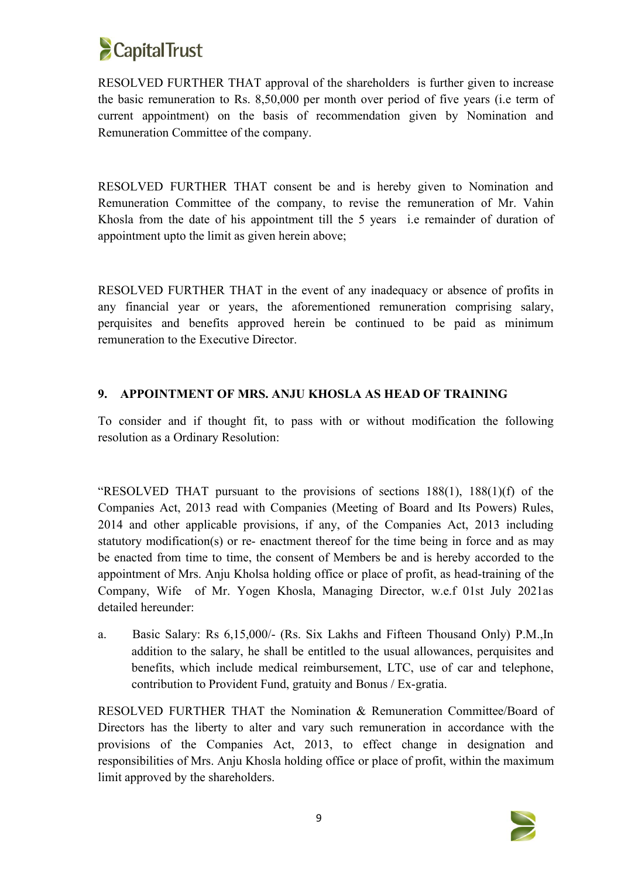RESOLVED FURTHER THAT approval of the shareholders is further given to increase the basic remuneration to Rs. 8,50,000 per month over period of five years (i.e term of current appointment) on the basis of recommendation given by Nomination and Remuneration Committee of the company.

RESOLVED FURTHER THAT consent be and is hereby given to Nomination and Remuneration Committee of the company, to revise the remuneration of Mr. Vahin Khosla from the date of his appointment till the 5 years i.e remainder of duration of appointment upto the limit as given herein above;

RESOLVED FURTHER THAT in the event of any inadequacy or absence of profits in any financial year or years, the aforementioned remuneration comprising salary, perquisites and benefits approved herein be continued to be paid as minimum remuneration to the Executive Director.

**9. APPOINTMENT OF MRS. ANJU KHOSLA AS HEAD OF TRAINING**

To consider and if thought fit, to pass with or without modification the following resolution as a Ordinary Resolution:

"RESOLVED THAT pursuant to the provisions of sections 188(1), 188(1)(f) of the Companies Act, 2013 read with Companies (Meeting of Board and Its Powers) Rules, 2014 and other applicable provisions, if any, of the Companies Act, 2013 including statutory modification(s) or re- enactment thereof for the time being in force and as may be enacted from time to time, the consent of Members be and is hereby accorded to the appointment of Mrs. Anju Kholsa holding office or place of profit, as head-training of the Company, Wife of Mr. Yogen Khosla, Managing Director, w.e.f 01st July 2021as detailed hereunder:

a. Basic Salary: Rs 6,15,000/- (Rs. Six Lakhs and Fifteen Thousand Only) P.M.,In addition to the salary, he shall be entitled to the usual allowances, perquisites and benefits, which include medical reimbursement, LTC, use of car and telephone, contribution to Provident Fund, gratuity and Bonus / Ex-gratia.

RESOLVED FURTHER THAT the Nomination & Remuneration Committee/Board of Directors has the liberty to alter and vary such remuneration in accordance with the provisions of the Companies Act, 2013, to effect change in designation and responsibilities of Mrs. Anju Khosla holding office or place of profit, within the maximum limit approved by the shareholders.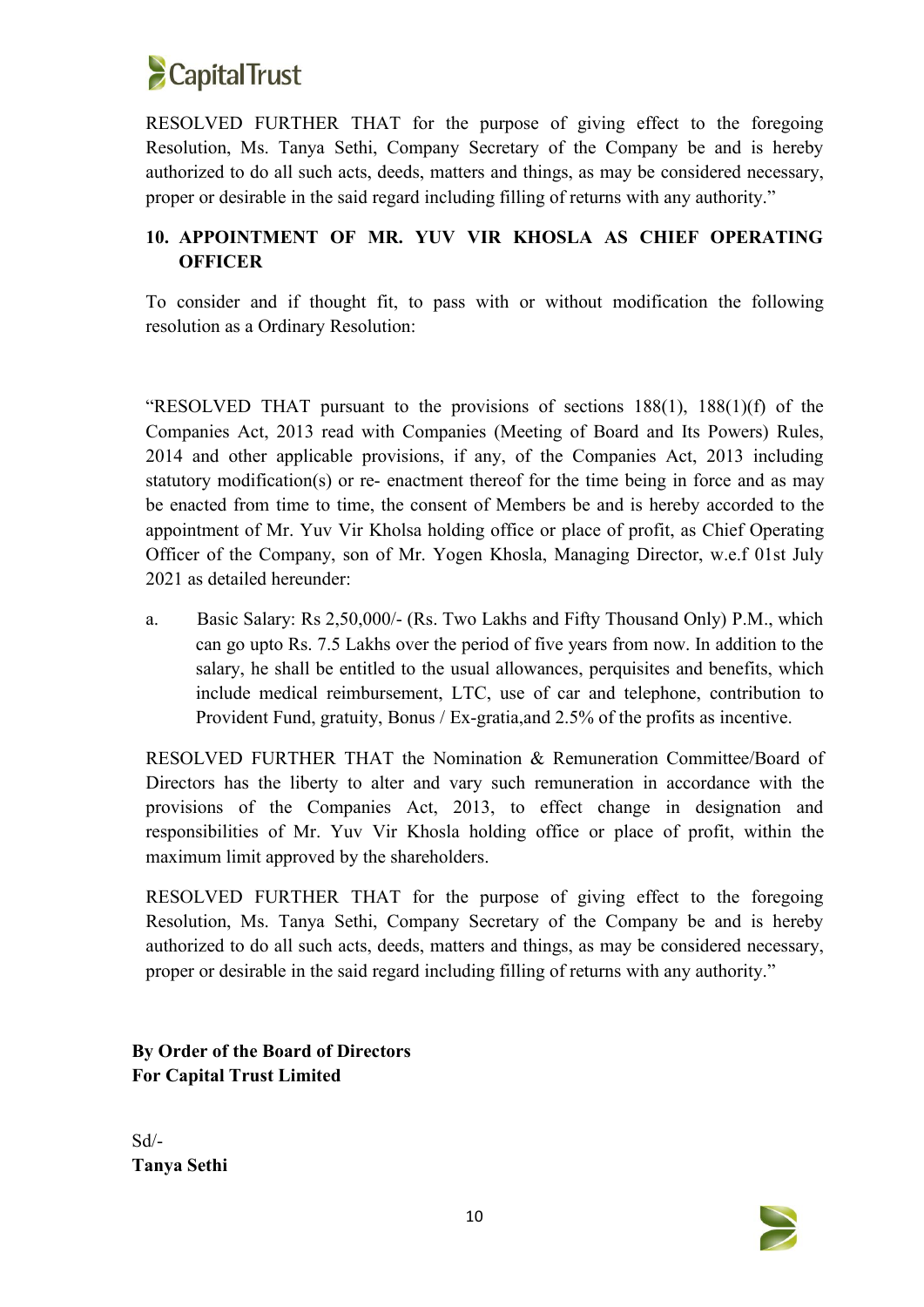RESOLVED FURTHER THAT for the purpose of giving effect to the foregoing Resolution, Ms. Tanya Sethi, Company Secretary of the Company be and is hereby authorized to do all such acts, deeds, matters and things, as may be considered necessary, proper or desirable in the said regard including filling of returns with any authority."

### 10. APPOINTMENT OF MR. YUV VIR KHOSLA AS CHIEF OPERATING OFFICER

To consider and if thought fit, to pass with or without modification the following resolution as a Ordinary Resolution:

"RESOLVED THAT pursuant to the provisions of sections 188(1), 188(1)(f) of the Companies Act, 2013 read with Companies (Meeting of Board and Its Powers) Rules, 2014 and other applicable provisions, if any, of the Companies Act, 2013 including statutory modification(s) or re- enactment thereof for the time being in force and as may be enacted from time to time, the consent of Members be and is hereby accorded to the appointment of Mr. Yuv Vir Kholsa holding office or place of profit, as Chief Operating Officer of the Company, son of Mr. Yogen Khosla, Managing Director, w.e.f 01st July 2021 as detailed hereunder:

a. Basic Salary: Rs 2,50,000/- (Rs. Two Lakhs and Fifty Thousand Only) P.M., which can go upto Rs. 7.5 Lakhs over the period of five years from now. In addition to the salary, he shall be entitled to the usual allowances, perquisites and benefits, which include medical reimbursement, LTC, use of car and telephone, contribution to Provident Fund, gratuity, Bonus / Ex-gratia,and 2.5% of the profits as incentive.

RESOLVED FURTHER THAT the Nomination & Remuneration Committee/Board of Directors has the liberty to alter and vary such remuneration in accordance with the provisions of the Companies Act, 2013, to effect change in designation and responsibilities of Mr. Yuv Vir Khosla holding office or place of profit, within the maximum limit approved by the shareholders.

RESOLVED FURTHER THAT for the purpose of giving effect to the foregoing Resolution, Ms. Tanya Sethi, Company Secretary of the Company be and is hereby authorized to do all such acts, deeds, matters and things, as may be considered necessary, proper or desirable in the said regard including filling of returns with any authority."

**By Order of the Board of Directors**
**For Capital Trust Limited**

Sd/-
**Tanya Sethi**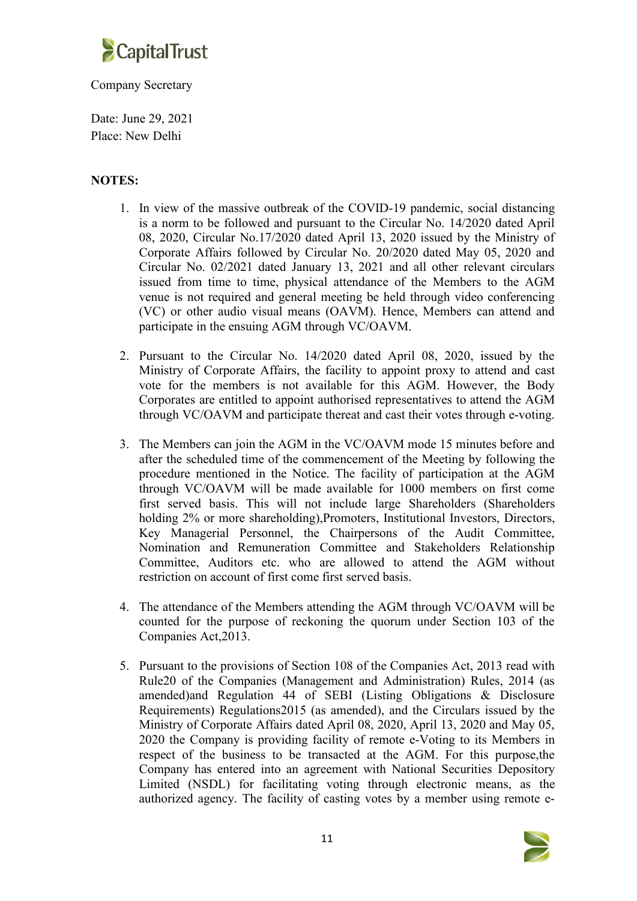Company Secretary

Date: June 29, 2021
Place: New Delhi

**NOTES:**

1. In view of the massive outbreak of the COVID-19 pandemic, social distancing is a norm to be followed and pursuant to the Circular No. 14/2020 dated April 08, 2020, Circular No.17/2020 dated April 13, 2020 issued by the Ministry of Corporate Affairs followed by Circular No. 20/2020 dated May 05, 2020 and Circular No. 02/2021 dated January 13, 2021 and all other relevant circulars issued from time to time, physical attendance of the Members to the AGM venue is not required and general meeting be held through video conferencing (VC) or other audio visual means (OAVM). Hence, Members can attend and participate in the ensuing AGM through VC/OAVM.

2. Pursuant to the Circular No. 14/2020 dated April 08, 2020, issued by the Ministry of Corporate Affairs, the facility to appoint proxy to attend and cast vote for the members is not available for this AGM. However, the Body Corporates are entitled to appoint authorised representatives to attend the AGM through VC/OAVM and participate thereat and cast their votes through e-voting.

3. The Members can join the AGM in the VC/OAVM mode 15 minutes before and after the scheduled time of the commencement of the Meeting by following the procedure mentioned in the Notice. The facility of participation at the AGM through VC/OAVM will be made available for 1000 members on first come first served basis. This will not include large Shareholders (Shareholders holding 2% or more shareholding),Promoters, Institutional Investors, Directors, Key Managerial Personnel, the Chairpersons of the Audit Committee, Nomination and Remuneration Committee and Stakeholders Relationship Committee, Auditors etc. who are allowed to attend the AGM without restriction on account of first come first served basis.

4. The attendance of the Members attending the AGM through VC/OAVM will be counted for the purpose of reckoning the quorum under Section 103 of the Companies Act,2013.

5. Pursuant to the provisions of Section 108 of the Companies Act, 2013 read with Rule20 of the Companies (Management and Administration) Rules, 2014 (as amended)and Regulation 44 of SEBI (Listing Obligations & Disclosure Requirements) Regulations2015 (as amended), and the Circulars issued by the Ministry of Corporate Affairs dated April 08, 2020, April 13, 2020 and May 05, 2020 the Company is providing facility of remote e-Voting to its Members in respect of the business to be transacted at the AGM. For this purpose,the Company has entered into an agreement with National Securities Depository Limited (NSDL) for facilitating voting through electronic means, as the authorized agency. The facility of casting votes by a member using remote e-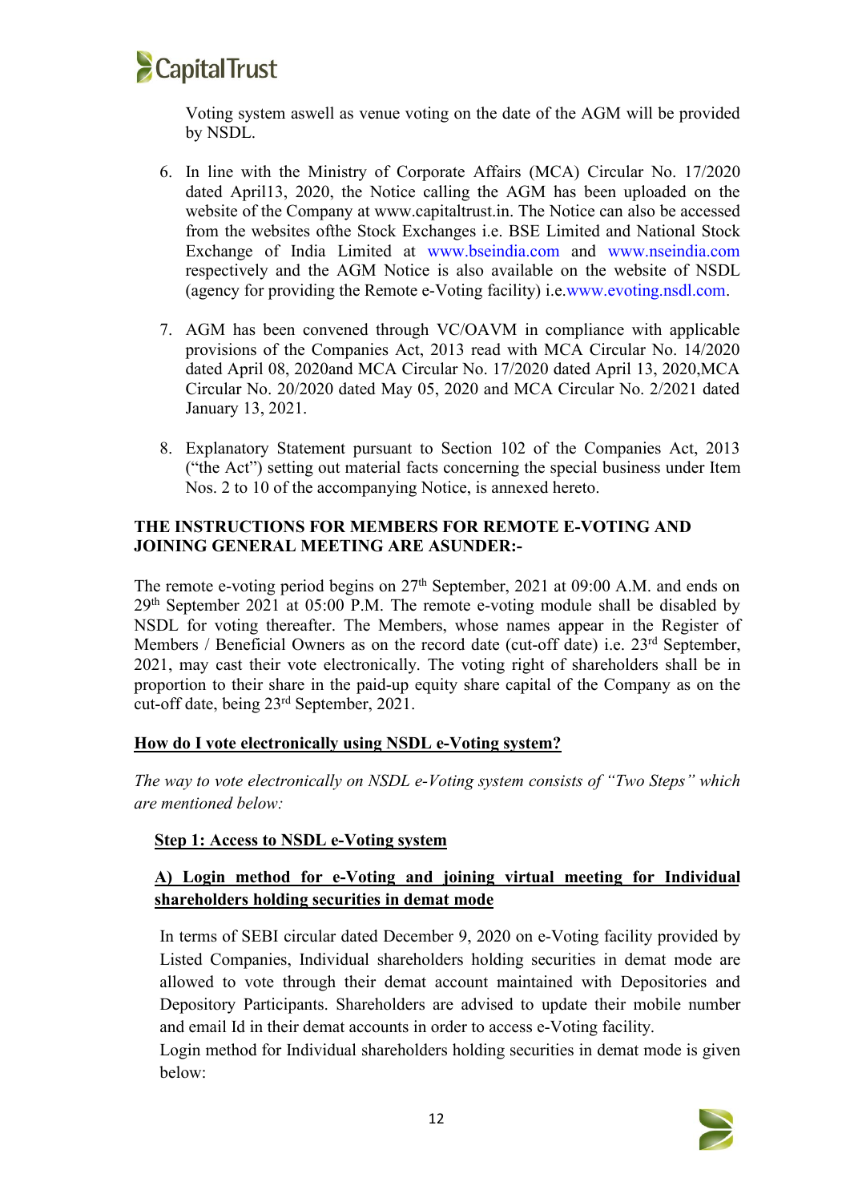Voting system aswell as venue voting on the date of the AGM will be provided by NSDL.

6. In line with the Ministry of Corporate Affairs (MCA) Circular No. 17/2020 dated April13, 2020, the Notice calling the AGM has been uploaded on the website of the Company at www.capitaltrust.in. The Notice can also be accessed from the websites ofthe Stock Exchanges i.e. BSE Limited and National Stock Exchange of India Limited at www.bseindia.com and www.nseindia.com respectively and the AGM Notice is also available on the website of NSDL (agency for providing the Remote e-Voting facility) i.e.www.evoting.nsdl.com.

7. AGM has been convened through VC/OAVM in compliance with applicable provisions of the Companies Act, 2013 read with MCA Circular No. 14/2020 dated April 08, 2020and MCA Circular No. 17/2020 dated April 13, 2020,MCA Circular No. 20/2020 dated May 05, 2020 and MCA Circular No. 2/2021 dated January 13, 2021.

8. Explanatory Statement pursuant to Section 102 of the Companies Act, 2013 ("the Act") setting out material facts concerning the special business under Item Nos. 2 to 10 of the accompanying Notice, is annexed hereto.

**THE INSTRUCTIONS FOR MEMBERS FOR REMOTE E-VOTING AND JOINING GENERAL MEETING ARE ASUNDER:-**

The remote e-voting period begins on 27th September, 2021 at 09:00 A.M. and ends on 29th September 2021 at 05:00 P.M. The remote e-voting module shall be disabled by NSDL for voting thereafter. The Members, whose names appear in the Register of Members / Beneficial Owners as on the record date (cut-off date) i.e. 23rd September, 2021, may cast their vote electronically. The voting right of shareholders shall be in proportion to their share in the paid-up equity share capital of the Company as on the cut-off date, being 23rd September, 2021.

**<u>How do I vote electronically using NSDL e-Voting system?</u>**

*The way to vote electronically on NSDL e-Voting system consists of "Two Steps" which are mentioned below:*

**<u>Step 1: Access to NSDL e-Voting system</u>**

**<u>A) Login method for e-Voting and joining virtual meeting for Individual shareholders holding securities in demat mode</u>**

In terms of SEBI circular dated December 9, 2020 on e-Voting facility provided by Listed Companies, Individual shareholders holding securities in demat mode are allowed to vote through their demat account maintained with Depositories and Depository Participants. Shareholders are advised to update their mobile number and email Id in their demat accounts in order to access e-Voting facility.

Login method for Individual shareholders holding securities in demat mode is given below: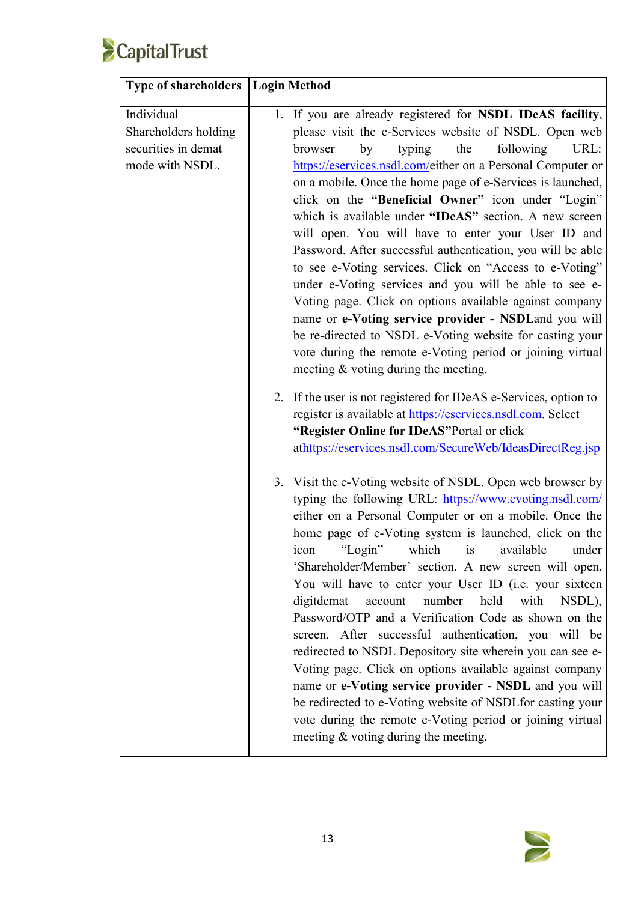| Type of shareholders | Login Method |
|---|---|
| Individual Shareholders holding securities in demat mode with NSDL. | 1. If you are already registered for **NSDL IDeAS facility**, please visit the e-Services website of NSDL. Open web browser by typing the following URL: https://eservices.nsdl.com/either on a Personal Computer or on a mobile. Once the home page of e-Services is launched, click on the **"Beneficial Owner"** icon under "Login" which is available under **"IDeAS"** section. A new screen will open. You will have to enter your User ID and Password. After successful authentication, you will be able to see e-Voting services. Click on "Access to e-Voting" under e-Voting services and you will be able to see e-Voting page. Click on options available against company name or **e-Voting service provider - NSDL**and you will be re-directed to NSDL e-Voting website for casting your vote during the remote e-Voting period or joining virtual meeting & voting during the meeting.<br><br>2. If the user is not registered for IDeAS e-Services, option to register is available at https://eservices.nsdl.com. Select **"Register Online for IDeAS"**Portal or click athttps://eservices.nsdl.com/SecureWeb/IdeasDirectReg.jsp<br><br>3. Visit the e-Voting website of NSDL. Open web browser by typing the following URL: https://www.evoting.nsdl.com/ either on a Personal Computer or on a mobile. Once the home page of e-Voting system is launched, click on the icon "Login" which is available under 'Shareholder/Member' section. A new screen will open. You will have to enter your User ID (i.e. your sixteen digitdemat account number held with NSDL), Password/OTP and a Verification Code as shown on the screen. After successful authentication, you will be redirected to NSDL Depository site wherein you can see e-Voting page. Click on options available against company name or **e-Voting service provider - NSDL** and you will be redirected to e-Voting website of NSDLfor casting your vote during the remote e-Voting period or joining virtual meeting & voting during the meeting. |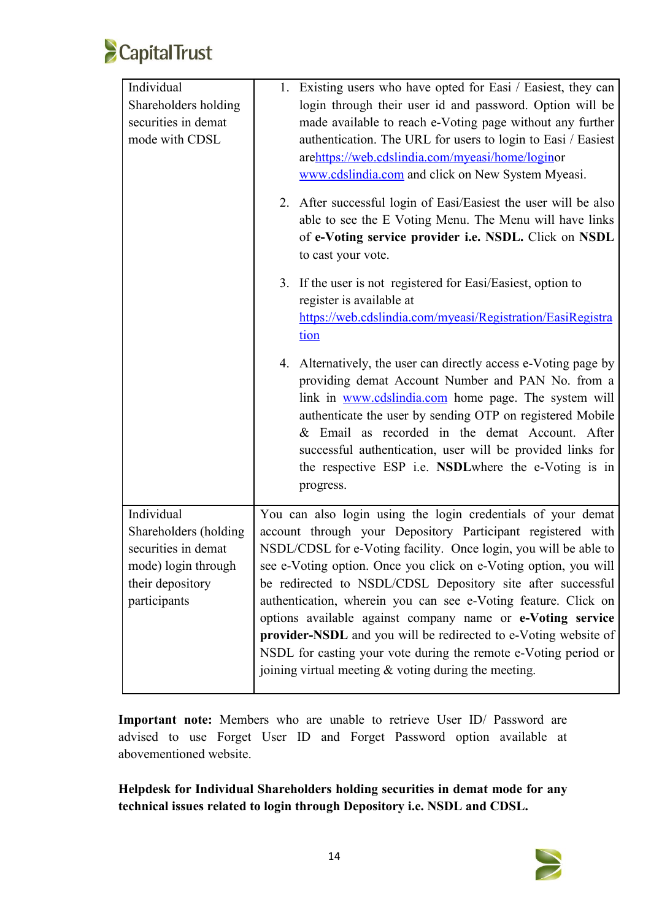| | |
|---|---|
| Individual Shareholders holding securities in demat mode with CDSL | 1. Existing users who have opted for Easi / Easiest, they can login through their user id and password. Option will be made available to reach e-Voting page without any further authentication. The URL for users to login to Easi / Easiest arehttps://web.cdslindia.com/myeasi/home/loginor www.cdslindia.com and click on New System Myeasi.<br><br>2. After successful login of Easi/Easiest the user will be also able to see the E Voting Menu. The Menu will have links of **e-Voting service provider i.e. NSDL.** Click on **NSDL** to cast your vote.<br><br>3. If the user is not registered for Easi/Easiest, option to register is available at https://web.cdslindia.com/myeasi/Registration/EasiRegistration<br><br>4. Alternatively, the user can directly access e-Voting page by providing demat Account Number and PAN No. from a link in www.cdslindia.com home page. The system will authenticate the user by sending OTP on registered Mobile & Email as recorded in the demat Account. After successful authentication, user will be provided links for the respective ESP i.e. **NSDL**where the e-Voting is in progress. |
| Individual Shareholders (holding securities in demat mode) login through their depository participants | You can also login using the login credentials of your demat account through your Depository Participant registered with NSDL/CDSL for e-Voting facility. Once login, you will be able to see e-Voting option. Once you click on e-Voting option, you will be redirected to NSDL/CDSL Depository site after successful authentication, wherein you can see e-Voting feature. Click on options available against company name or **e-Voting service provider-NSDL** and you will be redirected to e-Voting website of NSDL for casting your vote during the remote e-Voting period or joining virtual meeting & voting during the meeting. |

**Important note:** Members who are unable to retrieve User ID/ Password are advised to use Forget User ID and Forget Password option available at abovementioned website.

**Helpdesk for Individual Shareholders holding securities in demat mode for any technical issues related to login through Depository i.e. NSDL and CDSL.**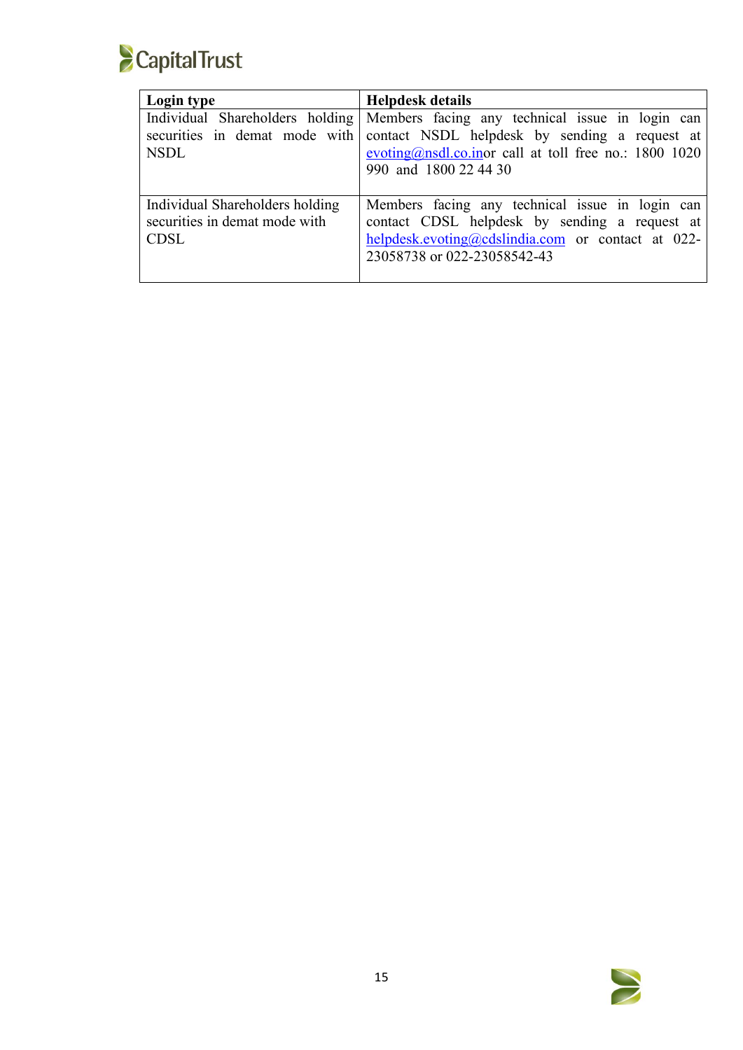| Login type | Helpdesk details |
|---|---|
| Individual Shareholders holding securities in demat mode with NSDL | Members facing any technical issue in login can contact NSDL helpdesk by sending a request at evoting@nsdl.co.inor call at toll free no.: 1800 1020 990 and 1800 22 44 30 |
| Individual Shareholders holding securities in demat mode with CDSL | Members facing any technical issue in login can contact CDSL helpdesk by sending a request at helpdesk.evoting@cdslindia.com or contact at 022-23058738 or 022-23058542-43 |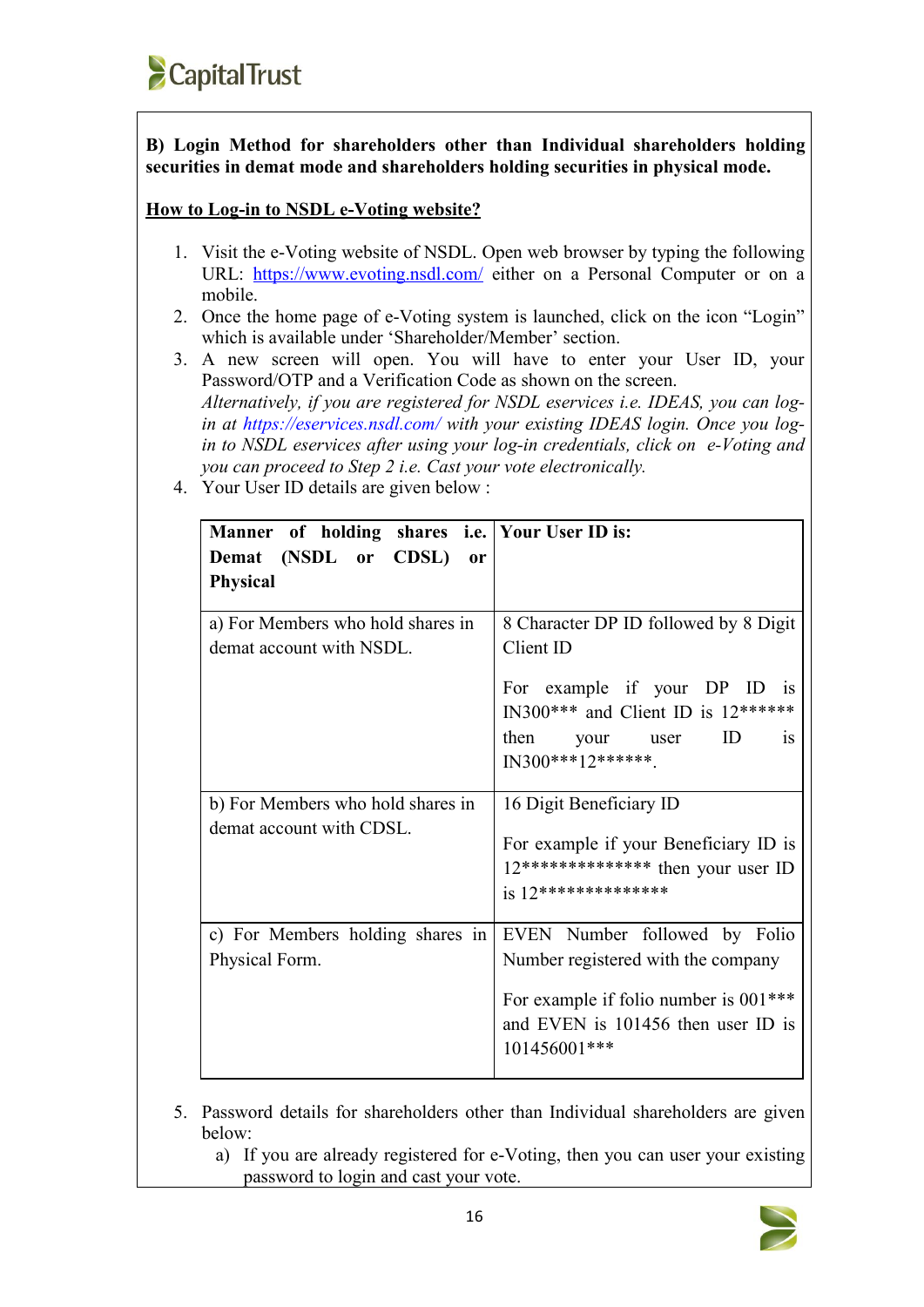**B) Login Method for shareholders other than Individual shareholders holding securities in demat mode and shareholders holding securities in physical mode.**

**How to Log-in to NSDL e-Voting website?**

1. Visit the e-Voting website of NSDL. Open web browser by typing the following URL: https://www.evoting.nsdl.com/ either on a Personal Computer or on a mobile.
2. Once the home page of e-Voting system is launched, click on the icon "Login" which is available under 'Shareholder/Member' section.
3. A new screen will open. You will have to enter your User ID, your Password/OTP and a Verification Code as shown on the screen.
   *Alternatively, if you are registered for NSDL eservices i.e. IDEAS, you can log-in at https://eservices.nsdl.com/ with your existing IDEAS login. Once you log-in to NSDL eservices after using your log-in credentials, click on e-Voting and you can proceed to Step 2 i.e. Cast your vote electronically.*
4. Your User ID details are given below :

| Manner of holding shares i.e. Demat (NSDL or CDSL) or Physical | Your User ID is: |
|---|---|
| a) For Members who hold shares in demat account with NSDL. | 8 Character DP ID followed by 8 Digit Client ID<br><br>For example if your DP ID is IN300*** and Client ID is 12****** then your user ID is IN300***12******. |
| b) For Members who hold shares in demat account with CDSL. | 16 Digit Beneficiary ID<br><br>For example if your Beneficiary ID is 12************** then your user ID is 12************** |
| c) For Members holding shares in Physical Form. | EVEN Number followed by Folio Number registered with the company<br><br>For example if folio number is 001*** and EVEN is 101456 then user ID is 101456001*** |

5. Password details for shareholders other than Individual shareholders are given below:
   a) If you are already registered for e-Voting, then you can user your existing password to login and cast your vote.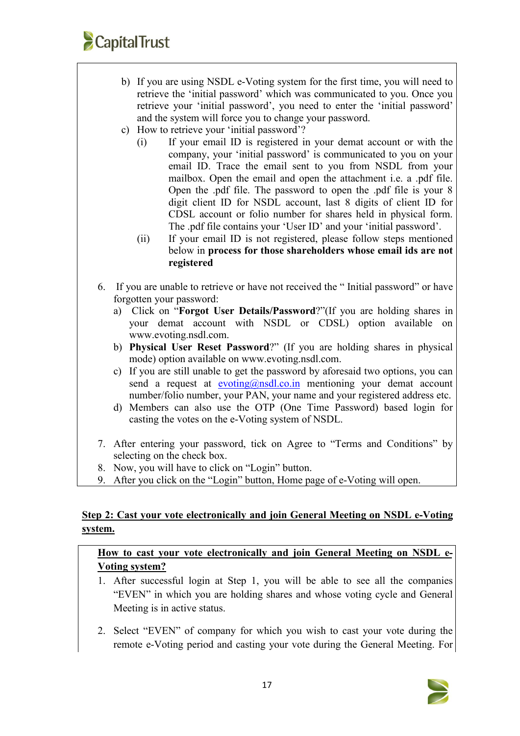b) If you are using NSDL e-Voting system for the first time, you will need to retrieve the 'initial password' which was communicated to you. Once you retrieve your 'initial password', you need to enter the 'initial password' and the system will force you to change your password.

c) How to retrieve your 'initial password'?

   (i) If your email ID is registered in your demat account or with the company, your 'initial password' is communicated to you on your email ID. Trace the email sent to you from NSDL from your mailbox. Open the email and open the attachment i.e. a .pdf file. Open the .pdf file. The password to open the .pdf file is your 8 digit client ID for NSDL account, last 8 digits of client ID for CDSL account or folio number for shares held in physical form. The .pdf file contains your 'User ID' and your 'initial password'.

   (ii) If your email ID is not registered, please follow steps mentioned below in **process for those shareholders whose email ids are not registered**

6. If you are unable to retrieve or have not received the " Initial password" or have forgotten your password:
   a) Click on "**Forgot User Details/Password**?"(If you are holding shares in your demat account with NSDL or CDSL) option available on www.evoting.nsdl.com.
   b) **Physical User Reset Password**?" (If you are holding shares in physical mode) option available on www.evoting.nsdl.com.
   c) If you are still unable to get the password by aforesaid two options, you can send a request at evoting@nsdl.co.in mentioning your demat account number/folio number, your PAN, your name and your registered address etc.
   d) Members can also use the OTP (One Time Password) based login for casting the votes on the e-Voting system of NSDL.

7. After entering your password, tick on Agree to "Terms and Conditions" by selecting on the check box.
8. Now, you will have to click on "Login" button.
9. After you click on the "Login" button, Home page of e-Voting will open.

**Step 2: Cast your vote electronically and join General Meeting on NSDL e-Voting system.**

**How to cast your vote electronically and join General Meeting on NSDL e-Voting system?**

1. After successful login at Step 1, you will be able to see all the companies "EVEN" in which you are holding shares and whose voting cycle and General Meeting is in active status.

2. Select "EVEN" of company for which you wish to cast your vote during the remote e-Voting period and casting your vote during the General Meeting. For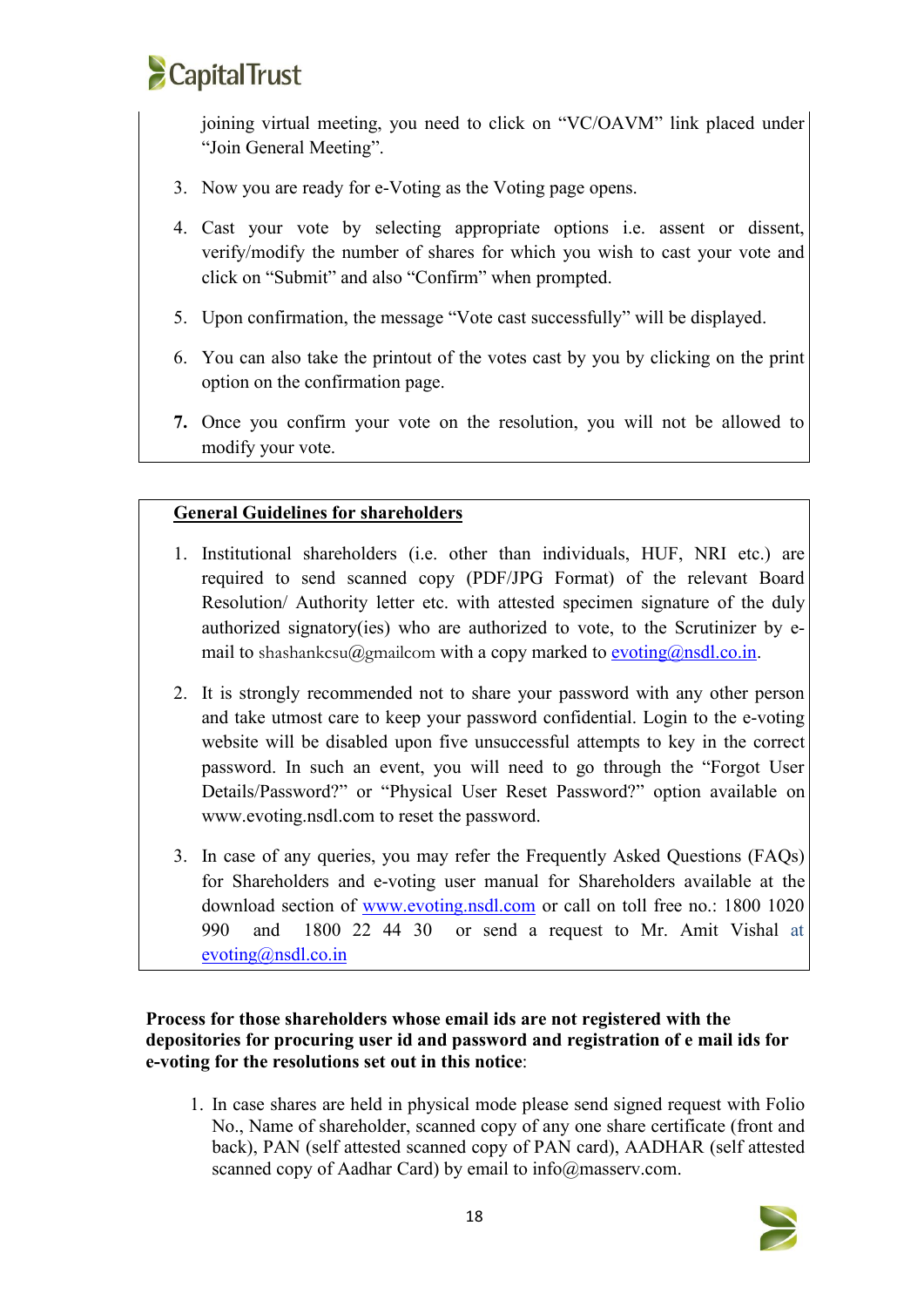joining virtual meeting, you need to click on “VC/OAVM” link placed under “Join General Meeting”.

3. Now you are ready for e-Voting as the Voting page opens.
4. Cast your vote by selecting appropriate options i.e. assent or dissent, verify/modify the number of shares for which you wish to cast your vote and click on “Submit” and also “Confirm” when prompted.
5. Upon confirmation, the message “Vote cast successfully” will be displayed.
6. You can also take the printout of the votes cast by you by clicking on the print option on the confirmation page.
7. Once you confirm your vote on the resolution, you will not be allowed to modify your vote.

**General Guidelines for shareholders**

1. Institutional shareholders (i.e. other than individuals, HUF, NRI etc.) are required to send scanned copy (PDF/JPG Format) of the relevant Board Resolution/ Authority letter etc. with attested specimen signature of the duly authorized signatory(ies) who are authorized to vote, to the Scrutinizer by e-mail to shashankcsu@gmailcom with a copy marked to evoting@nsdl.co.in.
2. It is strongly recommended not to share your password with any other person and take utmost care to keep your password confidential. Login to the e-voting website will be disabled upon five unsuccessful attempts to key in the correct password. In such an event, you will need to go through the “Forgot User Details/Password?” or “Physical User Reset Password?” option available on www.evoting.nsdl.com to reset the password.
3. In case of any queries, you may refer the Frequently Asked Questions (FAQs) for Shareholders and e-voting user manual for Shareholders available at the download section of www.evoting.nsdl.com or call on toll free no.: 1800 1020 990 and 1800 22 44 30 or send a request to Mr. Amit Vishal at evoting@nsdl.co.in

**Process for those shareholders whose email ids are not registered with the depositories for procuring user id and password and registration of e mail ids for e-voting for the resolutions set out in this notice**:

1. In case shares are held in physical mode please send signed request with Folio No., Name of shareholder, scanned copy of any one share certificate (front and back), PAN (self attested scanned copy of PAN card), AADHAR (self attested scanned copy of Aadhar Card) by email to info@masserv.com.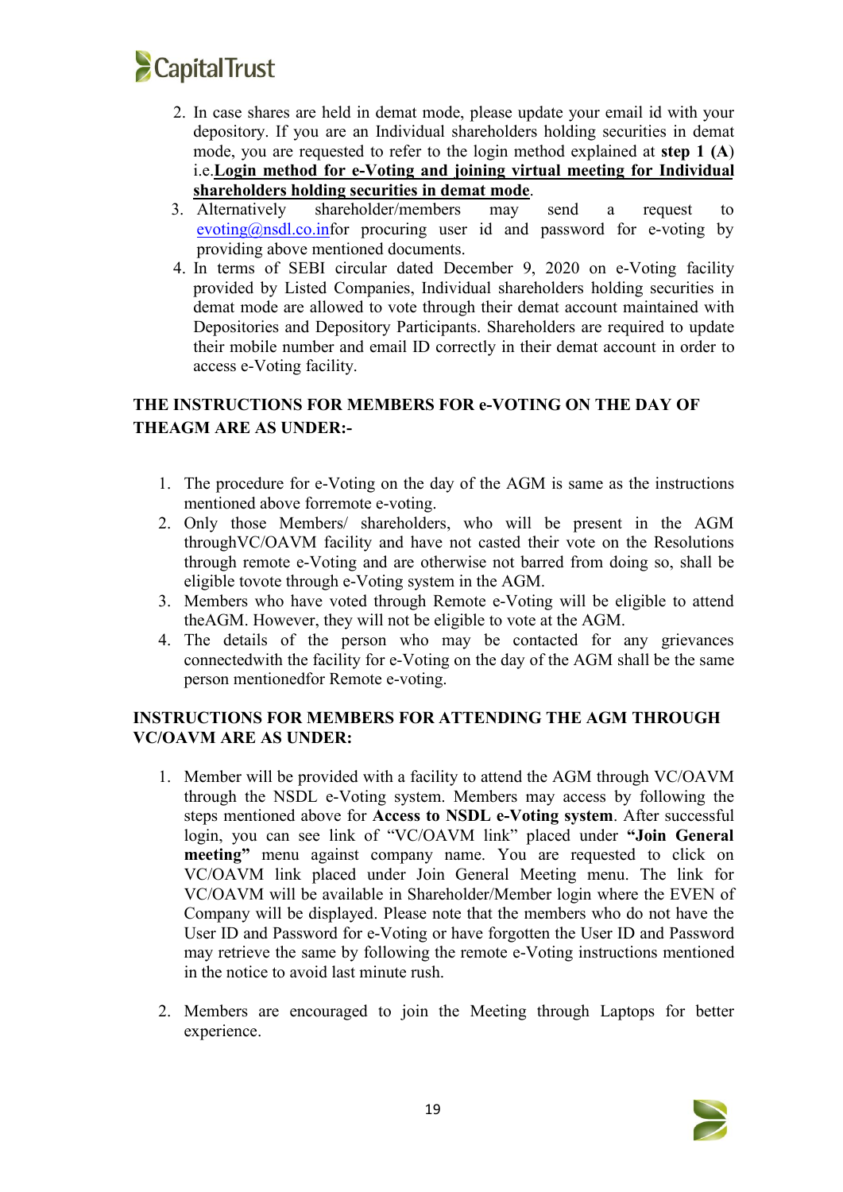2. In case shares are held in demat mode, please update your email id with your depository. If you are an Individual shareholders holding securities in demat mode, you are requested to refer to the login method explained at **step 1 (A)** i.e.**<u>Login method for e-Voting and joining virtual meeting for Individual shareholders holding securities in demat mode</u>**.
3. Alternatively shareholder/members may send a request to evoting@nsdl.co.infor procuring user id and password for e-voting by providing above mentioned documents.
4. In terms of SEBI circular dated December 9, 2020 on e-Voting facility provided by Listed Companies, Individual shareholders holding securities in demat mode are allowed to vote through their demat account maintained with Depositories and Depository Participants. Shareholders are required to update their mobile number and email ID correctly in their demat account in order to access e-Voting facility.

**THE INSTRUCTIONS FOR MEMBERS FOR e-VOTING ON THE DAY OF THEAGM ARE AS UNDER:-**

1. The procedure for e-Voting on the day of the AGM is same as the instructions mentioned above forremote e-voting.
2. Only those Members/ shareholders, who will be present in the AGM throughVC/OAVM facility and have not casted their vote on the Resolutions through remote e-Voting and are otherwise not barred from doing so, shall be eligible tovote through e-Voting system in the AGM.
3. Members who have voted through Remote e-Voting will be eligible to attend theAGM. However, they will not be eligible to vote at the AGM.
4. The details of the person who may be contacted for any grievances connectedwith the facility for e-Voting on the day of the AGM shall be the same person mentionedfor Remote e-voting.

**INSTRUCTIONS FOR MEMBERS FOR ATTENDING THE AGM THROUGH VC/OAVM ARE AS UNDER:**

1. Member will be provided with a facility to attend the AGM through VC/OAVM through the NSDL e-Voting system. Members may access by following the steps mentioned above for **Access to NSDL e-Voting system**. After successful login, you can see link of "VC/OAVM link" placed under **"Join General meeting"** menu against company name. You are requested to click on VC/OAVM link placed under Join General Meeting menu. The link for VC/OAVM will be available in Shareholder/Member login where the EVEN of Company will be displayed. Please note that the members who do not have the User ID and Password for e-Voting or have forgotten the User ID and Password may retrieve the same by following the remote e-Voting instructions mentioned in the notice to avoid last minute rush.

2. Members are encouraged to join the Meeting through Laptops for better experience.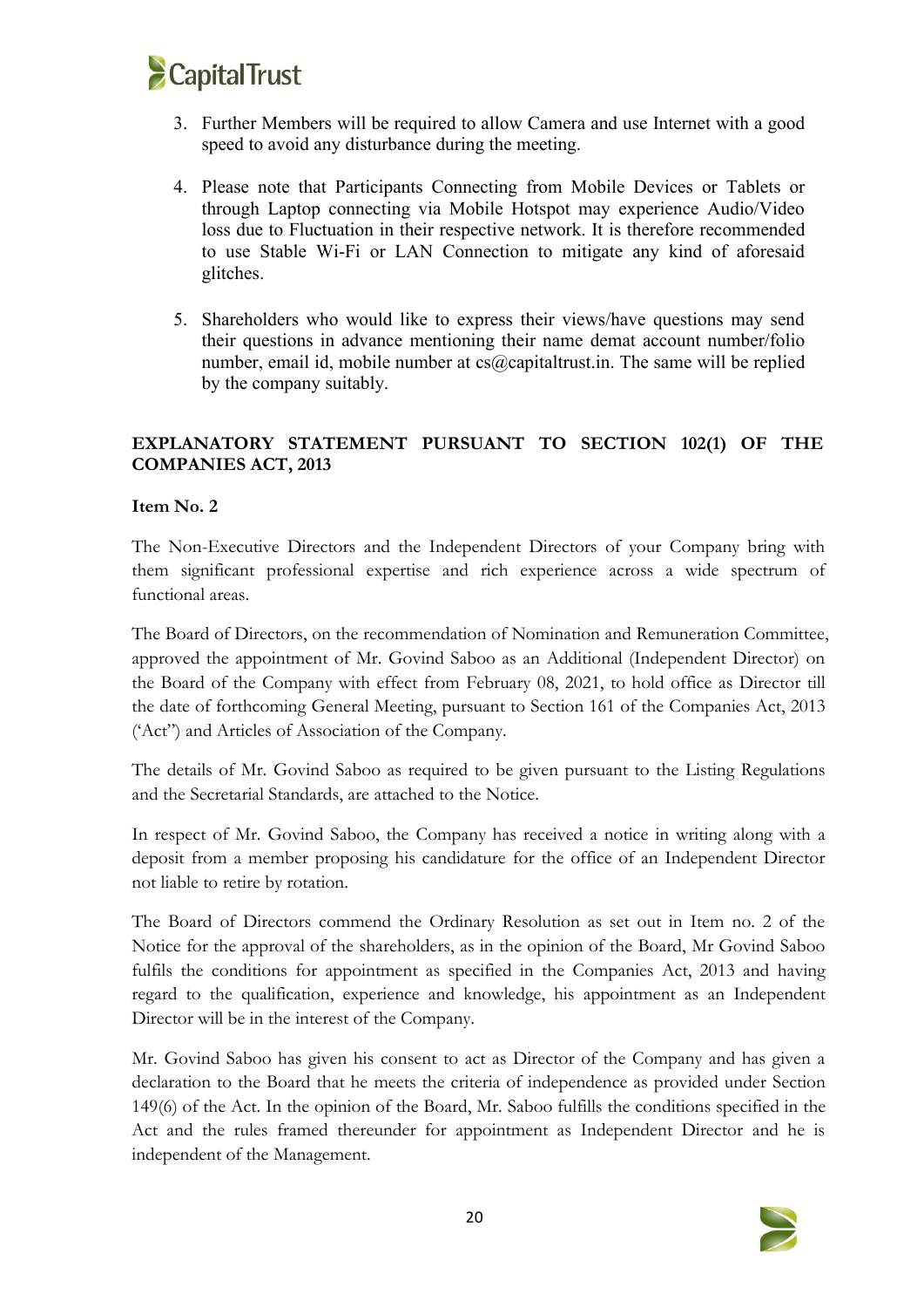3. Further Members will be required to allow Camera and use Internet with a good speed to avoid any disturbance during the meeting.

4. Please note that Participants Connecting from Mobile Devices or Tablets or through Laptop connecting via Mobile Hotspot may experience Audio/Video loss due to Fluctuation in their respective network. It is therefore recommended to use Stable Wi-Fi or LAN Connection to mitigate any kind of aforesaid glitches.

5. Shareholders who would like to express their views/have questions may send their questions in advance mentioning their name demat account number/folio number, email id, mobile number at cs@capitaltrust.in. The same will be replied by the company suitably.

**EXPLANATORY STATEMENT PURSUANT TO SECTION 102(1) OF THE COMPANIES ACT, 2013**

**Item No. 2**

The Non-Executive Directors and the Independent Directors of your Company bring with them significant professional expertise and rich experience across a wide spectrum of functional areas.

The Board of Directors, on the recommendation of Nomination and Remuneration Committee, approved the appointment of Mr. Govind Saboo as an Additional (Independent Director) on the Board of the Company with effect from February 08, 2021, to hold office as Director till the date of forthcoming General Meeting, pursuant to Section 161 of the Companies Act, 2013 ('Act") and Articles of Association of the Company.

The details of Mr. Govind Saboo as required to be given pursuant to the Listing Regulations and the Secretarial Standards, are attached to the Notice.

In respect of Mr. Govind Saboo, the Company has received a notice in writing along with a deposit from a member proposing his candidature for the office of an Independent Director not liable to retire by rotation.

The Board of Directors commend the Ordinary Resolution as set out in Item no. 2 of the Notice for the approval of the shareholders, as in the opinion of the Board, Mr Govind Saboo fulfils the conditions for appointment as specified in the Companies Act, 2013 and having regard to the qualification, experience and knowledge, his appointment as an Independent Director will be in the interest of the Company.

Mr. Govind Saboo has given his consent to act as Director of the Company and has given a declaration to the Board that he meets the criteria of independence as provided under Section 149(6) of the Act. In the opinion of the Board, Mr. Saboo fulfills the conditions specified in the Act and the rules framed thereunder for appointment as Independent Director and he is independent of the Management.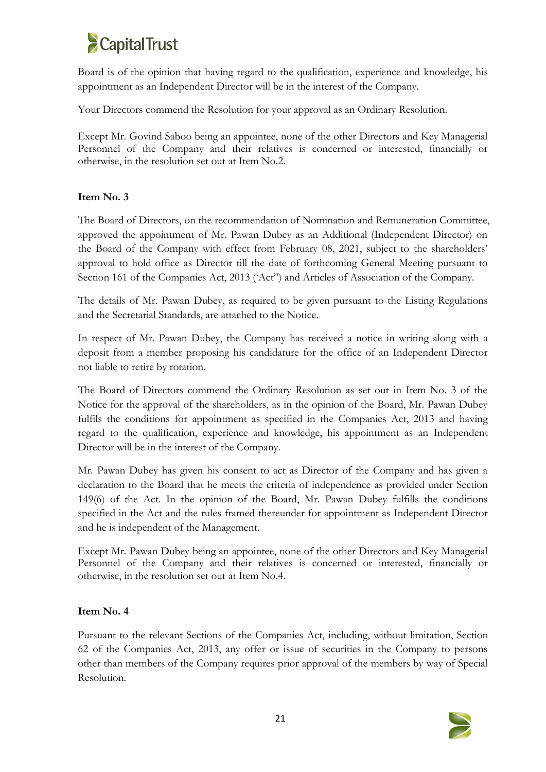Board is of the opinion that having regard to the qualification, experience and knowledge, his appointment as an Independent Director will be in the interest of the Company.

Your Directors commend the Resolution for your approval as an Ordinary Resolution.

Except Mr. Govind Saboo being an appointee, none of the other Directors and Key Managerial Personnel of the Company and their relatives is concerned or interested, financially or otherwise, in the resolution set out at Item No.2.

**Item No. 3**

The Board of Directors, on the recommendation of Nomination and Remuneration Committee, approved the appointment of Mr. Pawan Dubey as an Additional (Independent Director) on the Board of the Company with effect from February 08, 2021, subject to the shareholders' approval to hold office as Director till the date of forthcoming General Meeting pursuant to Section 161 of the Companies Act, 2013 ('Act") and Articles of Association of the Company.

The details of Mr. Pawan Dubey, as required to be given pursuant to the Listing Regulations and the Secretarial Standards, are attached to the Notice.

In respect of Mr. Pawan Dubey, the Company has received a notice in writing along with a deposit from a member proposing his candidature for the office of an Independent Director not liable to retire by rotation.

The Board of Directors commend the Ordinary Resolution as set out in Item No. 3 of the Notice for the approval of the shareholders, as in the opinion of the Board, Mr. Pawan Dubey fulfils the conditions for appointment as specified in the Companies Act, 2013 and having regard to the qualification, experience and knowledge, his appointment as an Independent Director will be in the interest of the Company.

Mr. Pawan Dubey has given his consent to act as Director of the Company and has given a declaration to the Board that he meets the criteria of independence as provided under Section 149(6) of the Act. In the opinion of the Board, Mr. Pawan Dubey fulfills the conditions specified in the Act and the rules framed thereunder for appointment as Independent Director and he is independent of the Management.

Except Mr. Pawan Dubey being an appointee, none of the other Directors and Key Managerial Personnel of the Company and their relatives is concerned or interested, financially or otherwise, in the resolution set out at Item No.4.

**Item No. 4**

Pursuant to the relevant Sections of the Companies Act, including, without limitation, Section 62 of the Companies Act, 2013, any offer or issue of securities in the Company to persons other than members of the Company requires prior approval of the members by way of Special Resolution.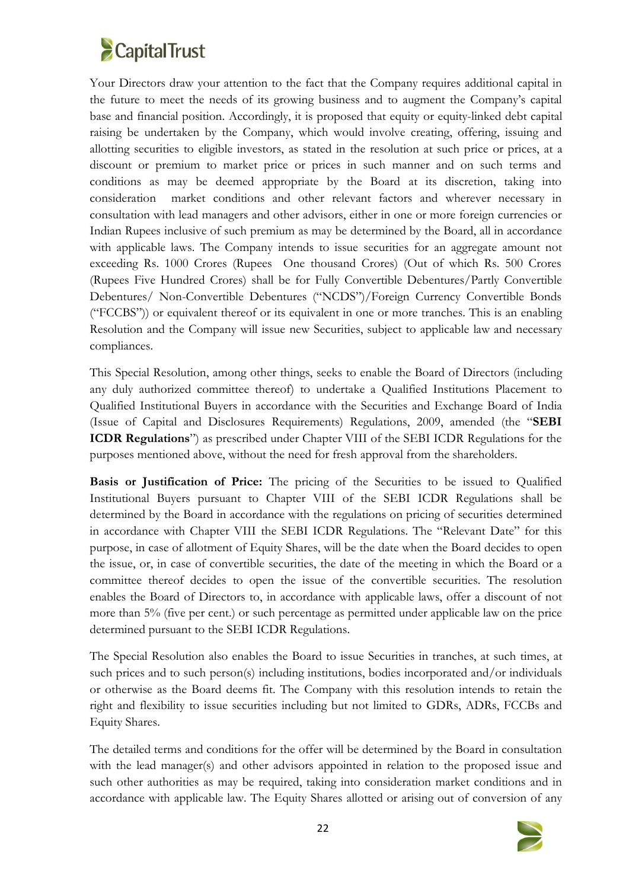Your Directors draw your attention to the fact that the Company requires additional capital in the future to meet the needs of its growing business and to augment the Company's capital base and financial position. Accordingly, it is proposed that equity or equity-linked debt capital raising be undertaken by the Company, which would involve creating, offering, issuing and allotting securities to eligible investors, as stated in the resolution at such price or prices, at a discount or premium to market price or prices in such manner and on such terms and conditions as may be deemed appropriate by the Board at its discretion, taking into consideration market conditions and other relevant factors and wherever necessary in consultation with lead managers and other advisors, either in one or more foreign currencies or Indian Rupees inclusive of such premium as may be determined by the Board, all in accordance with applicable laws. The Company intends to issue securities for an aggregate amount not exceeding Rs. 1000 Crores (Rupees One thousand Crores) (Out of which Rs. 500 Crores (Rupees Five Hundred Crores) shall be for Fully Convertible Debentures/Partly Convertible Debentures/ Non-Convertible Debentures ("NCDS")/Foreign Currency Convertible Bonds ("FCCBS")) or equivalent thereof or its equivalent in one or more tranches. This is an enabling Resolution and the Company will issue new Securities, subject to applicable law and necessary compliances.

This Special Resolution, among other things, seeks to enable the Board of Directors (including any duly authorized committee thereof) to undertake a Qualified Institutions Placement to Qualified Institutional Buyers in accordance with the Securities and Exchange Board of India (Issue of Capital and Disclosures Requirements) Regulations, 2009, amended (the "**SEBI ICDR Regulations**") as prescribed under Chapter VIII of the SEBI ICDR Regulations for the purposes mentioned above, without the need for fresh approval from the shareholders.

**Basis or Justification of Price:** The pricing of the Securities to be issued to Qualified Institutional Buyers pursuant to Chapter VIII of the SEBI ICDR Regulations shall be determined by the Board in accordance with the regulations on pricing of securities determined in accordance with Chapter VIII the SEBI ICDR Regulations. The "Relevant Date" for this purpose, in case of allotment of Equity Shares, will be the date when the Board decides to open the issue, or, in case of convertible securities, the date of the meeting in which the Board or a committee thereof decides to open the issue of the convertible securities. The resolution enables the Board of Directors to, in accordance with applicable laws, offer a discount of not more than 5% (five per cent.) or such percentage as permitted under applicable law on the price determined pursuant to the SEBI ICDR Regulations.

The Special Resolution also enables the Board to issue Securities in tranches, at such times, at such prices and to such person(s) including institutions, bodies incorporated and/or individuals or otherwise as the Board deems fit. The Company with this resolution intends to retain the right and flexibility to issue securities including but not limited to GDRs, ADRs, FCCBs and Equity Shares.

The detailed terms and conditions for the offer will be determined by the Board in consultation with the lead manager(s) and other advisors appointed in relation to the proposed issue and such other authorities as may be required, taking into consideration market conditions and in accordance with applicable law. The Equity Shares allotted or arising out of conversion of any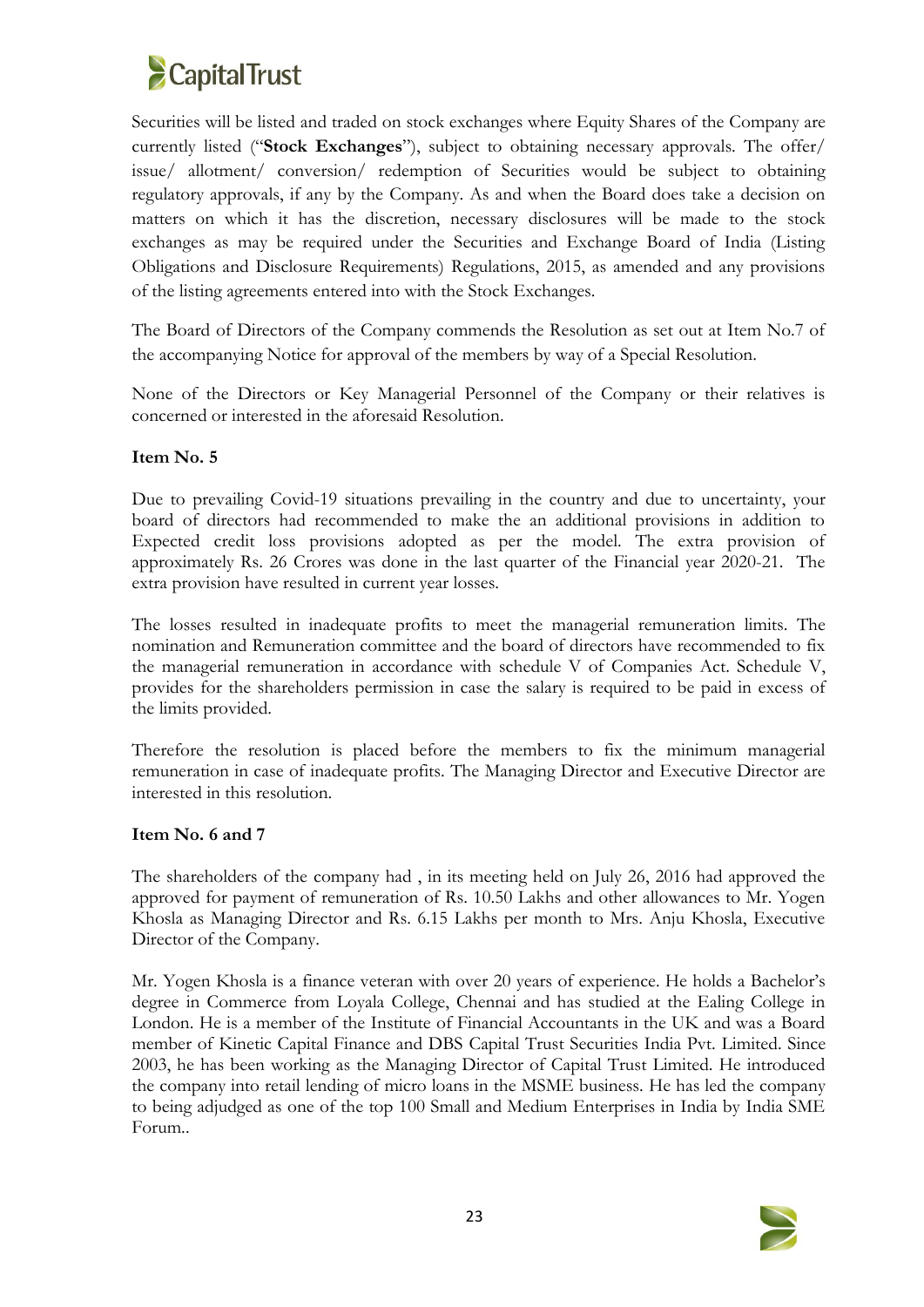Securities will be listed and traded on stock exchanges where Equity Shares of the Company are currently listed ("**Stock Exchanges**"), subject to obtaining necessary approvals. The offer/ issue/ allotment/ conversion/ redemption of Securities would be subject to obtaining regulatory approvals, if any by the Company. As and when the Board does take a decision on matters on which it has the discretion, necessary disclosures will be made to the stock exchanges as may be required under the Securities and Exchange Board of India (Listing Obligations and Disclosure Requirements) Regulations, 2015, as amended and any provisions of the listing agreements entered into with the Stock Exchanges.

The Board of Directors of the Company commends the Resolution as set out at Item No.7 of the accompanying Notice for approval of the members by way of a Special Resolution.

None of the Directors or Key Managerial Personnel of the Company or their relatives is concerned or interested in the aforesaid Resolution.

**Item No. 5**

Due to prevailing Covid-19 situations prevailing in the country and due to uncertainty, your board of directors had recommended to make the an additional provisions in addition to Expected credit loss provisions adopted as per the model. The extra provision of approximately Rs. 26 Crores was done in the last quarter of the Financial year 2020-21. The extra provision have resulted in current year losses.

The losses resulted in inadequate profits to meet the managerial remuneration limits. The nomination and Remuneration committee and the board of directors have recommended to fix the managerial remuneration in accordance with schedule V of Companies Act. Schedule V, provides for the shareholders permission in case the salary is required to be paid in excess of the limits provided.

Therefore the resolution is placed before the members to fix the minimum managerial remuneration in case of inadequate profits. The Managing Director and Executive Director are interested in this resolution.

**Item No. 6 and 7**

The shareholders of the company had , in its meeting held on July 26, 2016 had approved the approved for payment of remuneration of Rs. 10.50 Lakhs and other allowances to Mr. Yogen Khosla as Managing Director and Rs. 6.15 Lakhs per month to Mrs. Anju Khosla, Executive Director of the Company.

Mr. Yogen Khosla is a finance veteran with over 20 years of experience. He holds a Bachelor's degree in Commerce from Loyala College, Chennai and has studied at the Ealing College in London. He is a member of the Institute of Financial Accountants in the UK and was a Board member of Kinetic Capital Finance and DBS Capital Trust Securities India Pvt. Limited. Since 2003, he has been working as the Managing Director of Capital Trust Limited. He introduced the company into retail lending of micro loans in the MSME business. He has led the company to being adjudged as one of the top 100 Small and Medium Enterprises in India by India SME Forum..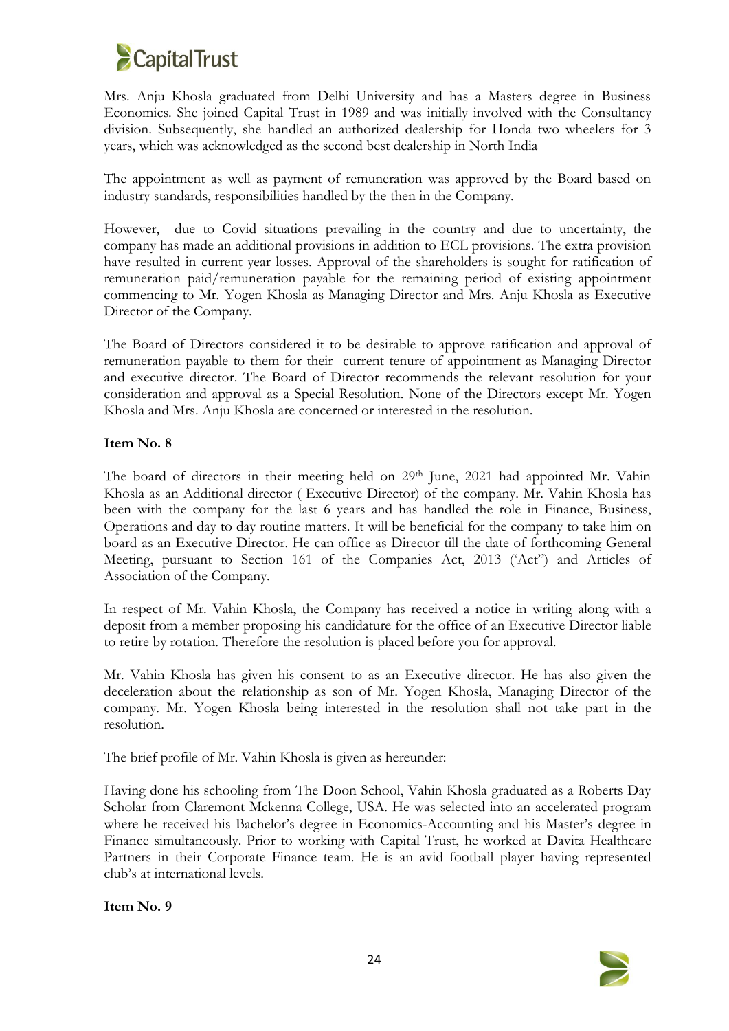Mrs. Anju Khosla graduated from Delhi University and has a Masters degree in Business Economics. She joined Capital Trust in 1989 and was initially involved with the Consultancy division. Subsequently, she handled an authorized dealership for Honda two wheelers for 3 years, which was acknowledged as the second best dealership in North India

The appointment as well as payment of remuneration was approved by the Board based on industry standards, responsibilities handled by the then in the Company.

However, due to Covid situations prevailing in the country and due to uncertainty, the company has made an additional provisions in addition to ECL provisions. The extra provision have resulted in current year losses. Approval of the shareholders is sought for ratification of remuneration paid/remuneration payable for the remaining period of existing appointment commencing to Mr. Yogen Khosla as Managing Director and Mrs. Anju Khosla as Executive Director of the Company.

The Board of Directors considered it to be desirable to approve ratification and approval of remuneration payable to them for their current tenure of appointment as Managing Director and executive director. The Board of Director recommends the relevant resolution for your consideration and approval as a Special Resolution. None of the Directors except Mr. Yogen Khosla and Mrs. Anju Khosla are concerned or interested in the resolution.

**Item No. 8**

The board of directors in their meeting held on 29th June, 2021 had appointed Mr. Vahin Khosla as an Additional director ( Executive Director) of the company. Mr. Vahin Khosla has been with the company for the last 6 years and has handled the role in Finance, Business, Operations and day to day routine matters. It will be beneficial for the company to take him on board as an Executive Director. He can office as Director till the date of forthcoming General Meeting, pursuant to Section 161 of the Companies Act, 2013 ('Act") and Articles of Association of the Company.

In respect of Mr. Vahin Khosla, the Company has received a notice in writing along with a deposit from a member proposing his candidature for the office of an Executive Director liable to retire by rotation. Therefore the resolution is placed before you for approval.

Mr. Vahin Khosla has given his consent to as an Executive director. He has also given the deceleration about the relationship as son of Mr. Yogen Khosla, Managing Director of the company. Mr. Yogen Khosla being interested in the resolution shall not take part in the resolution.

The brief profile of Mr. Vahin Khosla is given as hereunder:

Having done his schooling from The Doon School, Vahin Khosla graduated as a Roberts Day Scholar from Claremont Mckenna College, USA. He was selected into an accelerated program where he received his Bachelor's degree in Economics-Accounting and his Master's degree in Finance simultaneously. Prior to working with Capital Trust, he worked at Davita Healthcare Partners in their Corporate Finance team. He is an avid football player having represented club's at international levels.

**Item No. 9**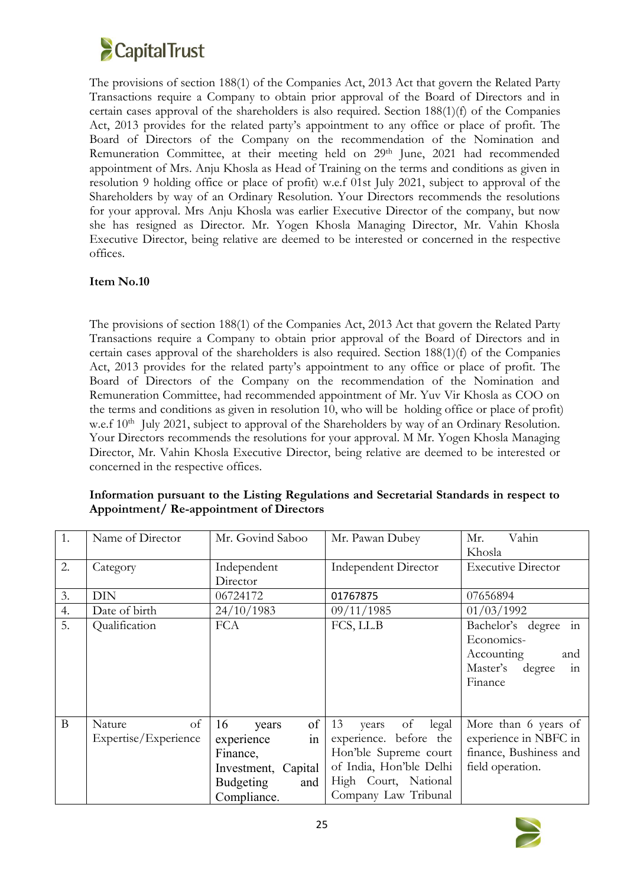The provisions of section 188(1) of the Companies Act, 2013 Act that govern the Related Party Transactions require a Company to obtain prior approval of the Board of Directors and in certain cases approval of the shareholders is also required. Section 188(1)(f) of the Companies Act, 2013 provides for the related party's appointment to any office or place of profit. The Board of Directors of the Company on the recommendation of the Nomination and Remuneration Committee, at their meeting held on 29th June, 2021 had recommended appointment of Mrs. Anju Khosla as Head of Training on the terms and conditions as given in resolution 9 holding office or place of profit) w.e.f 01st July 2021, subject to approval of the Shareholders by way of an Ordinary Resolution. Your Directors recommends the resolutions for your approval. Mrs Anju Khosla was earlier Executive Director of the company, but now she has resigned as Director. Mr. Yogen Khosla Managing Director, Mr. Vahin Khosla Executive Director, being relative are deemed to be interested or concerned in the respective offices.

**Item No.10**

The provisions of section 188(1) of the Companies Act, 2013 Act that govern the Related Party Transactions require a Company to obtain prior approval of the Board of Directors and in certain cases approval of the shareholders is also required. Section 188(1)(f) of the Companies Act, 2013 provides for the related party's appointment to any office or place of profit. The Board of Directors of the Company on the recommendation of the Nomination and Remuneration Committee, had recommended appointment of Mr. Yuv Vir Khosla as COO on the terms and conditions as given in resolution 10, who will be holding office or place of profit) w.e.f 10th July 2021, subject to approval of the Shareholders by way of an Ordinary Resolution. Your Directors recommends the resolutions for your approval. M Mr. Yogen Khosla Managing Director, Mr. Vahin Khosla Executive Director, being relative are deemed to be interested or concerned in the respective offices.

**Information pursuant to the Listing Regulations and Secretarial Standards in respect to Appointment/ Re-appointment of Directors**

| 1. | Name of Director | Mr. Govind Saboo | Mr. Pawan Dubey | Mr. Vahin Khosla |
|---|---|---|---|---|
| 2. | Category | Independent Director | Independent Director | Executive Director |
| 3. | DIN | 06724172 | 01767875 | 07656894 |
| 4. | Date of birth | 24/10/1983 | 09/11/1985 | 01/03/1992 |
| 5. | Qualification | FCA | FCS, LL.B | Bachelor's degree in Economics-Accounting and Master's degree in Finance |
| B | Nature of Expertise/Experience | 16 years of experience in Finance, Investment, Capital Budgeting and Compliance. | 13 years of legal experience. before the Hon'ble Supreme court of India, Hon'ble Delhi High Court, National Company Law Tribunal | More than 6 years of experience in NBFC in finance, Bushiness and field operation. |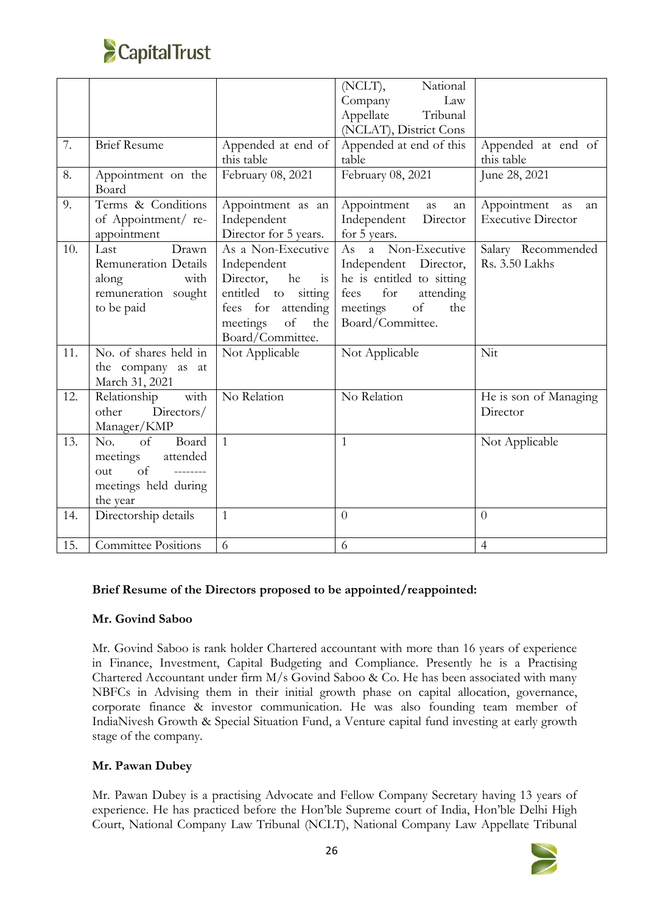|  |  |  | (NCLT), National Company Law Appellate Tribunal (NCLAT), District Cons |  |
|---|---|---|---|---|
| 7. | Brief Resume | Appended at end of this table | Appended at end of this table | Appended at end of this table |
| 8. | Appointment on the Board | February 08, 2021 | February 08, 2021 | June 28, 2021 |
| 9. | Terms & Conditions of Appointment/ re-appointment | Appointment as an Independent Director for 5 years. | Appointment as an Independent Director for 5 years. | Appointment as an Executive Director |
| 10. | Last Drawn Remuneration Details along with remuneration sought to be paid | As a Non-Executive Independent Director, he is entitled to sitting fees for attending meetings of the Board/Committee. | As a Non-Executive Independent Director, he is entitled to sitting fees for attending meetings of the Board/Committee. | Salary Recommended Rs. 3.50 Lakhs |
| 11. | No. of shares held in the company as at March 31, 2021 | Not Applicable | Not Applicable | Nit |
| 12. | Relationship with other Directors/ Manager/KMP | No Relation | No Relation | He is son of Managing Director |
| 13. | No. of Board meetings attended out of -------- meetings held during the year | 1 | 1 | Not Applicable |
| 14. | Directorship details | 1 | 0 | 0 |
| 15. | Committee Positions | 6 | 6 | 4 |

**Brief Resume of the Directors proposed to be appointed/reappointed:**

**Mr. Govind Saboo**

Mr. Govind Saboo is rank holder Chartered accountant with more than 16 years of experience in Finance, Investment, Capital Budgeting and Compliance. Presently he is a Practising Chartered Accountant under firm M/s Govind Saboo & Co. He has been associated with many NBFCs in Advising them in their initial growth phase on capital allocation, governance, corporate finance & investor communication. He was also founding team member of IndiaNivesh Growth & Special Situation Fund, a Venture capital fund investing at early growth stage of the company.

**Mr. Pawan Dubey**

Mr. Pawan Dubey is a practising Advocate and Fellow Company Secretary having 13 years of experience. He has practiced before the Hon'ble Supreme court of India, Hon'ble Delhi High Court, National Company Law Tribunal (NCLT), National Company Law Appellate Tribunal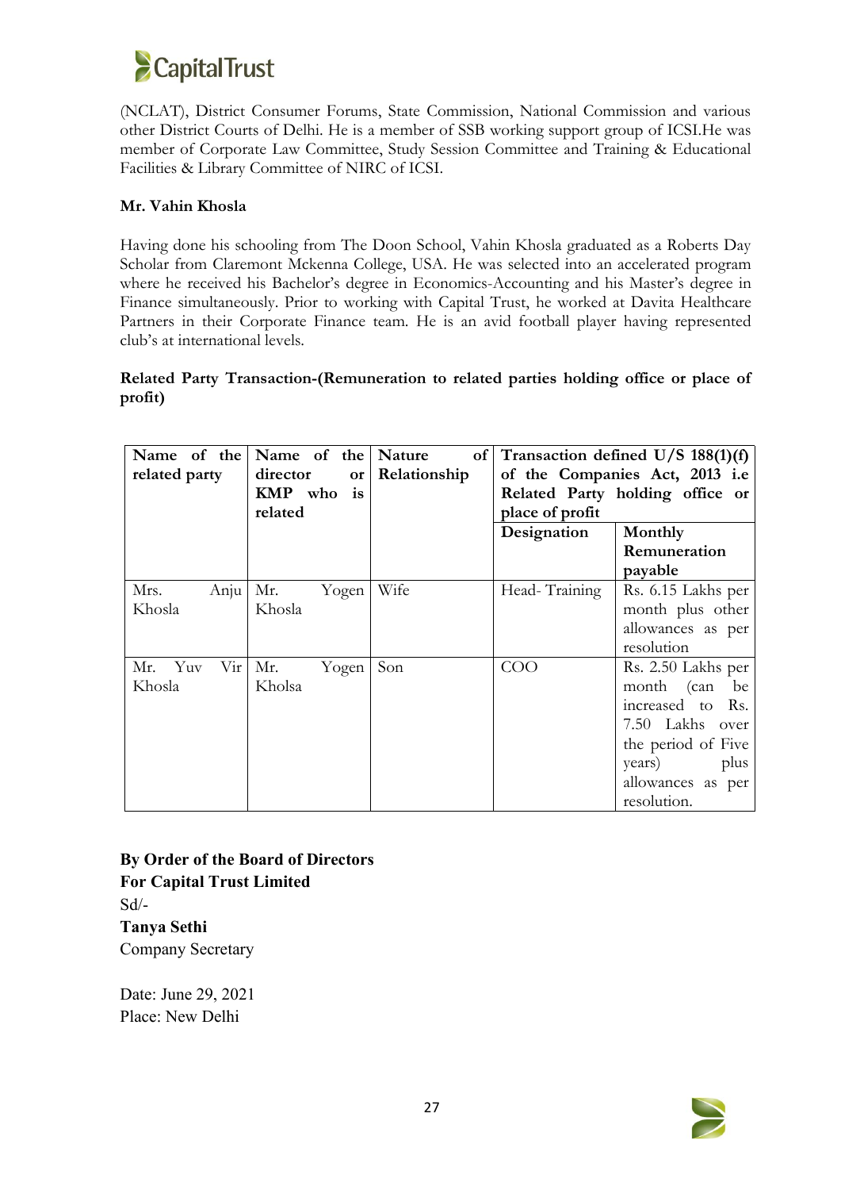(NCLAT), District Consumer Forums, State Commission, National Commission and various other District Courts of Delhi. He is a member of SSB working support group of ICSI.He was member of Corporate Law Committee, Study Session Committee and Training & Educational Facilities & Library Committee of NIRC of ICSI.

**Mr. Vahin Khosla**

Having done his schooling from The Doon School, Vahin Khosla graduated as a Roberts Day Scholar from Claremont Mckenna College, USA. He was selected into an accelerated program where he received his Bachelor's degree in Economics-Accounting and his Master's degree in Finance simultaneously. Prior to working with Capital Trust, he worked at Davita Healthcare Partners in their Corporate Finance team. He is an avid football player having represented club's at international levels.

**Related Party Transaction-(Remuneration to related parties holding office or place of profit)**

| Name of the related party | Name of the director or KMP who is related | Nature of Relationship | Transaction defined U/S 188(1)(f) of the Companies Act, 2013 i.e Related Party holding office or place of profit | |
|---|---|---|---|---|
| | | | Designation | Monthly Remuneration payable |
| Mrs. Anju Khosla | Mr. Yogen Khosla | Wife | Head- Training | Rs. 6.15 Lakhs per month plus other allowances as per resolution |
| Mr. Yuv Vir Khosla | Mr. Yogen Kholsa | Son | COO | Rs. 2.50 Lakhs per month (can be increased to Rs. 7.50 Lakhs over the period of Five years) plus allowances as per resolution. |

**By Order of the Board of Directors**
**For Capital Trust Limited**
Sd/-
**Tanya Sethi**
Company Secretary

Date: June 29, 2021
Place: New Delhi